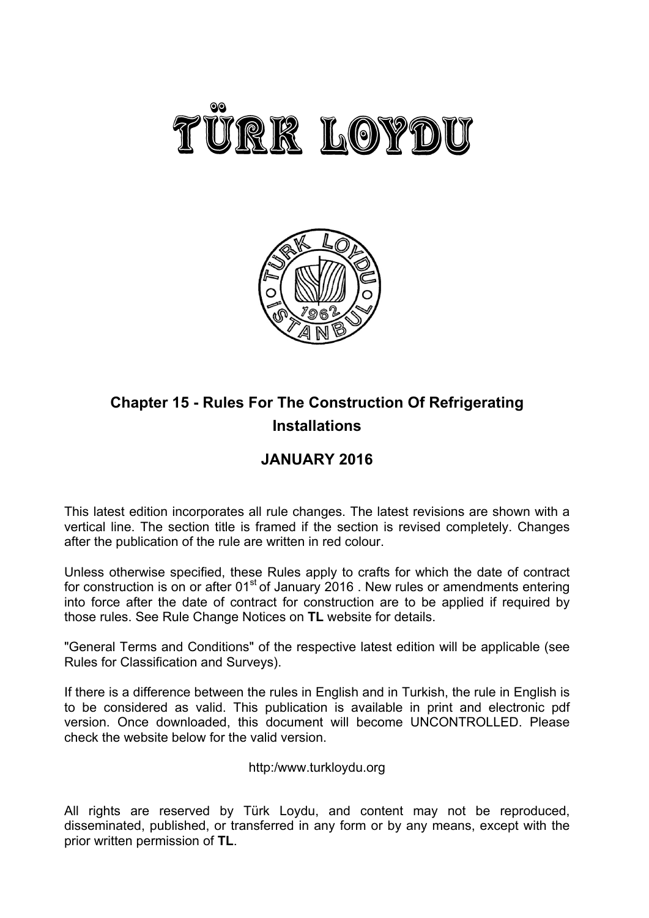# TÜRK LOYDU

## Chapter 15 - Rules For The Construction Of Refrigerating Installations

## JANUARY 2016

This latest edition incorporates all rule changes. The latest revisions are shown with a vertical line. The section title is framed if the section is revised completely. Changes after the publication of the rule are written in red colour.

Unless otherwise specified, these Rules apply to crafts for which the date of contract for construction is on or after 01st of January 2016 . New rules or amendments entering into force after the date of contract for construction are to be applied if required by those rules. See Rule Change Notices on **TL** website for details.

"General Terms and Conditions" of the respective latest edition will be applicable (see Rules for Classification and Surveys).

If there is a difference between the rules in English and in Turkish, the rule in English is to be considered as valid. This publication is available in print and electronic pdf version. Once downloaded, this document will become UNCONTROLLED. Please check the website below for the valid version.

http:/www.turkloydu.org

All rights are reserved by Türk Loydu, and content may not be reproduced, disseminated, published, or transferred in any form or by any means, except with the prior written permission of **TL**.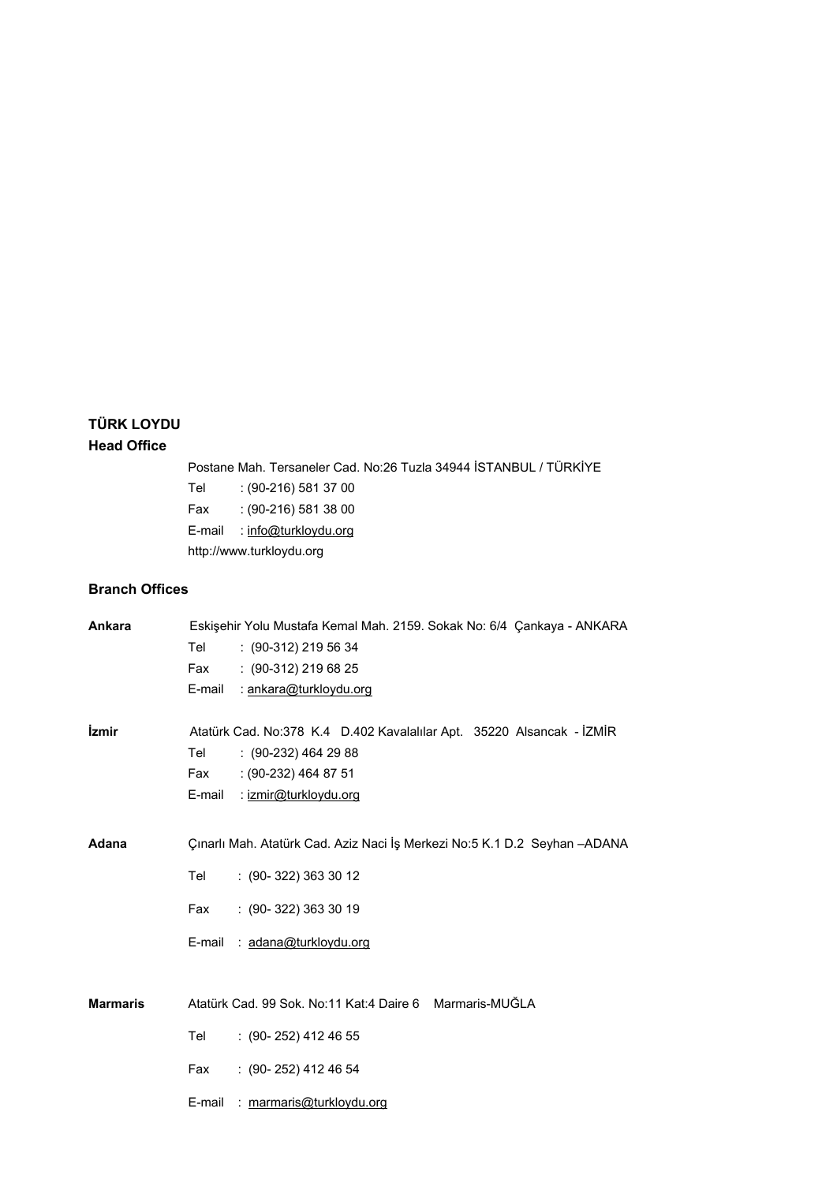**TÜRK LOYDU**

**Head Office**

Postane Mah. Tersaneler Cad. No:26 Tuzla 34944 İSTANBUL / TÜRKİYE

Tel : (90-216) 581 37 00

Fax : (90-216) 581 38 00

E-mail : info@turkloydu.org

http://www.turkloydu.org

**Branch Offices**

**Ankara** Eskişehir Yolu Mustafa Kemal Mah. 2159. Sokak No: 6/4 Çankaya - ANKARA

Tel : (90-312) 219 56 34

Fax : (90-312) 219 68 25

E-mail : ankara@turkloydu.org

**İzmir** Atatürk Cad. No:378 K.4 D.402 Kavalalılar Apt. 35220 Alsancak - İZMİR

Tel : (90-232) 464 29 88

Fax : (90-232) 464 87 51

E-mail : izmir@turkloydu.org

**Adana** Çınarlı Mah. Atatürk Cad. Aziz Naci İş Merkezi No:5 K.1 D.2 Seyhan –ADANA

Tel : (90- 322) 363 30 12

Fax : (90- 322) 363 30 19

E-mail : adana@turkloydu.org

**Marmaris** Atatürk Cad. 99 Sok. No:11 Kat:4 Daire 6 Marmaris-MUĞLA

Tel : (90- 252) 412 46 55

Fax : (90- 252) 412 46 54

E-mail : marmaris@turkloydu.org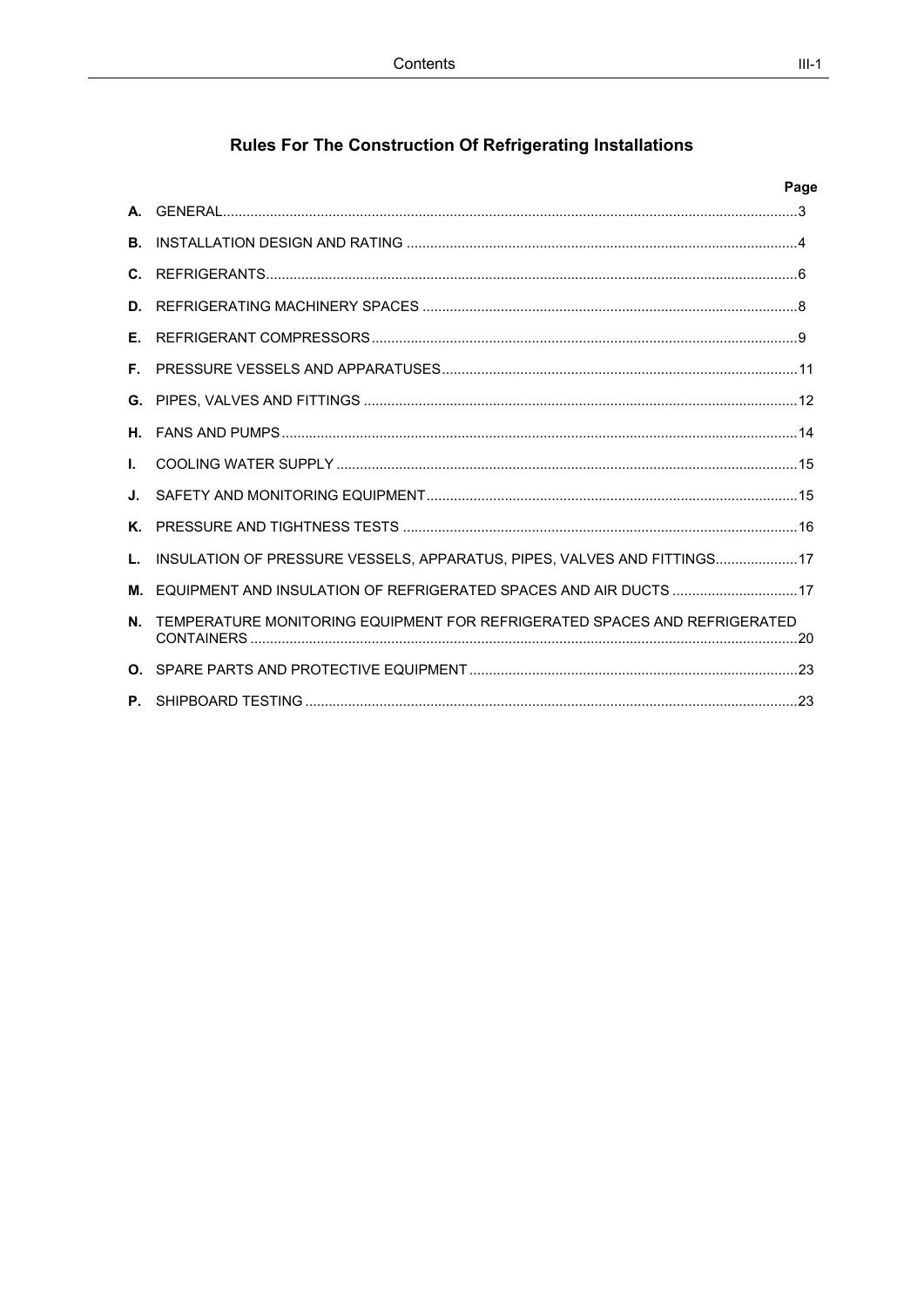# Rules For The Construction Of Refrigerating Installations

| | | Page |
|---|---|---|
| **A.** | GENERAL | 3 |
| **B.** | INSTALLATION DESIGN AND RATING | 4 |
| **C.** | REFRIGERANTS | 6 |
| **D.** | REFRIGERATING MACHINERY SPACES | 8 |
| **E.** | REFRIGERANT COMPRESSORS | 9 |
| **F.** | PRESSURE VESSELS AND APPARATUSES | 11 |
| **G.** | PIPES, VALVES AND FITTINGS | 12 |
| **H.** | FANS AND PUMPS | 14 |
| **I.** | COOLING WATER SUPPLY | 15 |
| **J.** | SAFETY AND MONITORING EQUIPMENT | 15 |
| **K.** | PRESSURE AND TIGHTNESS TESTS | 16 |
| **L.** | INSULATION OF PRESSURE VESSELS, APPARATUS, PIPES, VALVES AND FITTINGS | 17 |
| **M.** | EQUIPMENT AND INSULATION OF REFRIGERATED SPACES AND AIR DUCTS | 17 |
| **N.** | TEMPERATURE MONITORING EQUIPMENT FOR REFRIGERATED SPACES AND REFRIGERATED CONTAINERS | 20 |
| **O.** | SPARE PARTS AND PROTECTIVE EQUIPMENT | 23 |
| **P.** | SHIPBOARD TESTING | 23 |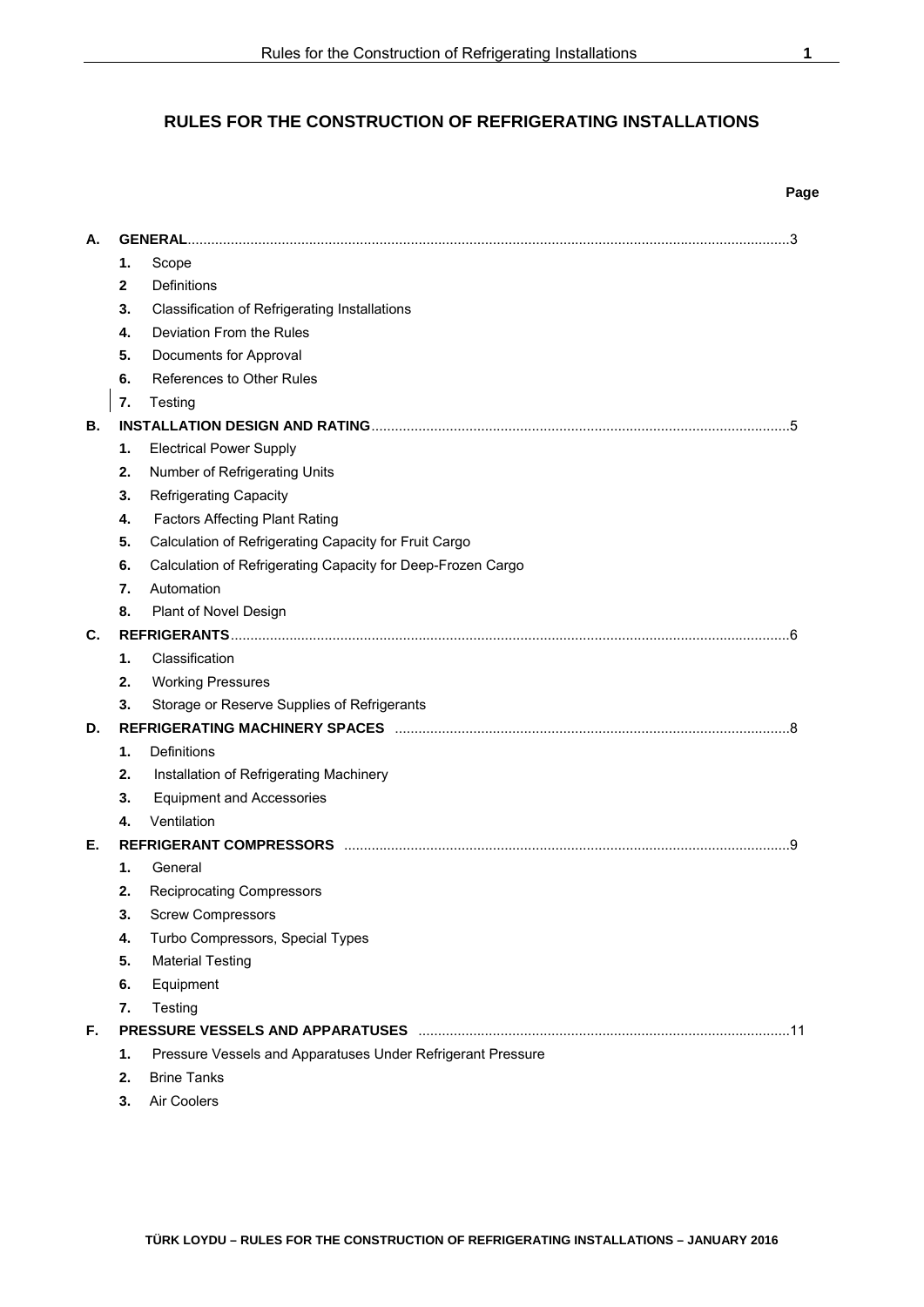# RULES FOR THE CONSTRUCTION OF REFRIGERATING INSTALLATIONS

| | | Page |
|---|---|---|
| **A.** | **GENERAL** | 3 |
| | **1.** Scope | |
| | **2** Definitions | |
| | **3.** Classification of Refrigerating Installations | |
| | **4.** Deviation From the Rules | |
| | **5.** Documents for Approval | |
| | **6.** References to Other Rules | |
| | **7.** Testing | |
| **B.** | **INSTALLATION DESIGN AND RATING** | 5 |
| | **1.** Electrical Power Supply | |
| | **2.** Number of Refrigerating Units | |
| | **3.** Refrigerating Capacity | |
| | **4.** Factors Affecting Plant Rating | |
| | **5.** Calculation of Refrigerating Capacity for Fruit Cargo | |
| | **6.** Calculation of Refrigerating Capacity for Deep-Frozen Cargo | |
| | **7.** Automation | |
| | **8.** Plant of Novel Design | |
| **C.** | **REFRIGERANTS** | 6 |
| | **1.** Classification | |
| | **2.** Working Pressures | |
| | **3.** Storage or Reserve Supplies of Refrigerants | |
| **D.** | **REFRIGERATING MACHINERY SPACES** | 8 |
| | **1.** Definitions | |
| | **2.** Installation of Refrigerating Machinery | |
| | **3.** Equipment and Accessories | |
| | **4.** Ventilation | |
| **E.** | **REFRIGERANT COMPRESSORS** | 9 |
| | **1.** General | |
| | **2.** Reciprocating Compressors | |
| | **3.** Screw Compressors | |
| | **4.** Turbo Compressors, Special Types | |
| | **5.** Material Testing | |
| | **6.** Equipment | |
| | **7.** Testing | |
| **F.** | **PRESSURE VESSELS AND APPARATUSES** | 11 |
| | **1.** Pressure Vessels and Apparatuses Under Refrigerant Pressure | |
| | **2.** Brine Tanks | |
| | **3.** Air Coolers | |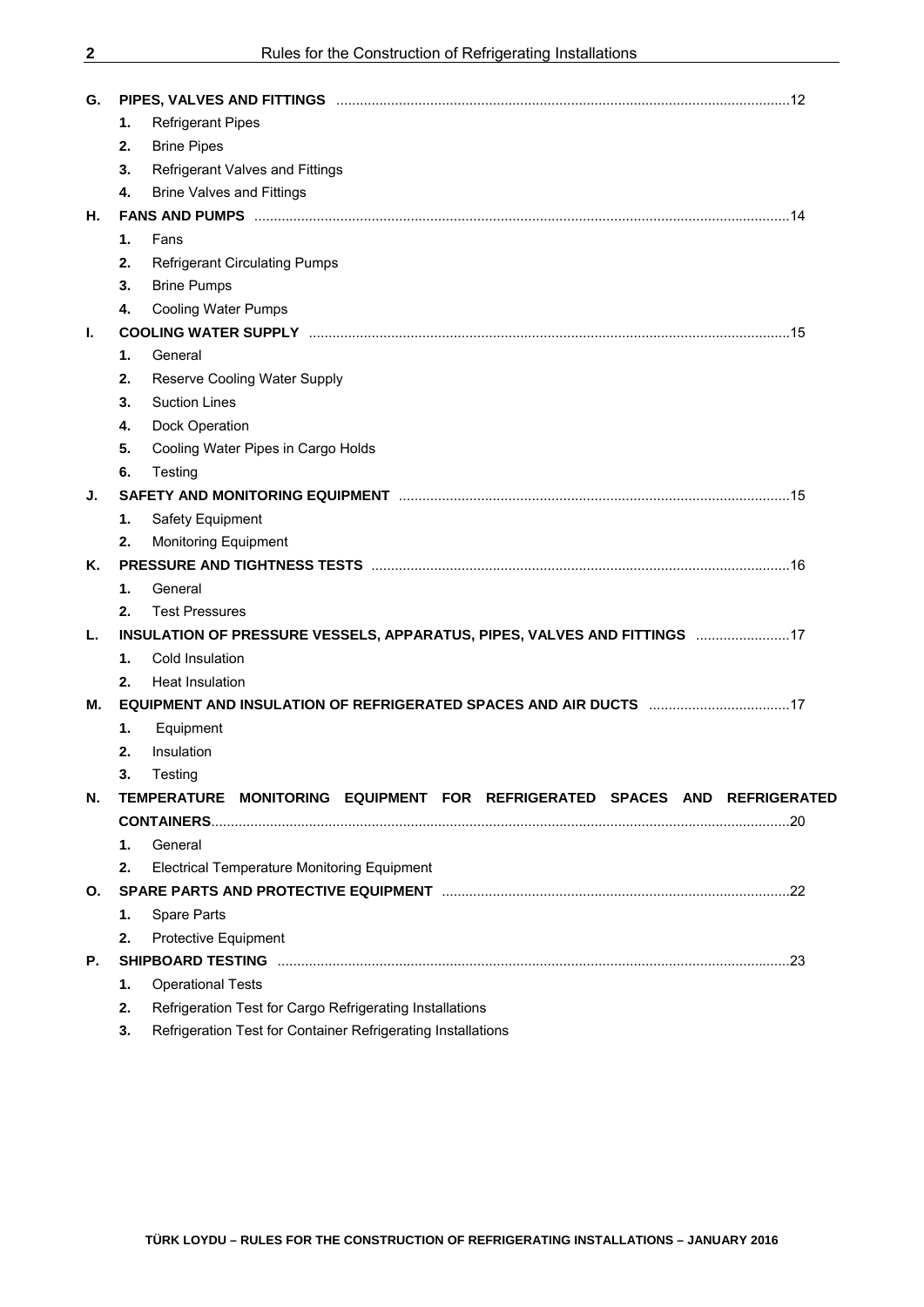**G. PIPES, VALVES AND FITTINGS** .......................................................................................................12

1. Refrigerant Pipes
2. Brine Pipes
3. Refrigerant Valves and Fittings
4. Brine Valves and Fittings

**H. FANS AND PUMPS** .......................................................................................................14

1. Fans
2. Refrigerant Circulating Pumps
3. Brine Pumps
4. Cooling Water Pumps

**I. COOLING WATER SUPPLY** .......................................................................................................15

1. General
2. Reserve Cooling Water Supply
3. Suction Lines
4. Dock Operation
5. Cooling Water Pipes in Cargo Holds
6. Testing

**J. SAFETY AND MONITORING EQUIPMENT** .......................................................................................................15

1. Safety Equipment
2. Monitoring Equipment

**K. PRESSURE AND TIGHTNESS TESTS** .......................................................................................................16

1. General
2. Test Pressures

**L. INSULATION OF PRESSURE VESSELS, APPARATUS, PIPES, VALVES AND FITTINGS** ........................17

1. Cold Insulation
2. Heat Insulation

**M. EQUIPMENT AND INSULATION OF REFRIGERATED SPACES AND AIR DUCTS** ....................................17

1. Equipment
2. Insulation
3. Testing

**N. TEMPERATURE MONITORING EQUIPMENT FOR REFRIGERATED SPACES AND REFRIGERATED CONTAINERS**.......................................................................................................20

1. General
2. Electrical Temperature Monitoring Equipment

**O. SPARE PARTS AND PROTECTIVE EQUIPMENT** .......................................................................................................22

1. Spare Parts
2. Protective Equipment

**P. SHIPBOARD TESTING** .......................................................................................................23

1. Operational Tests
2. Refrigeration Test for Cargo Refrigerating Installations
3. Refrigeration Test for Container Refrigerating Installations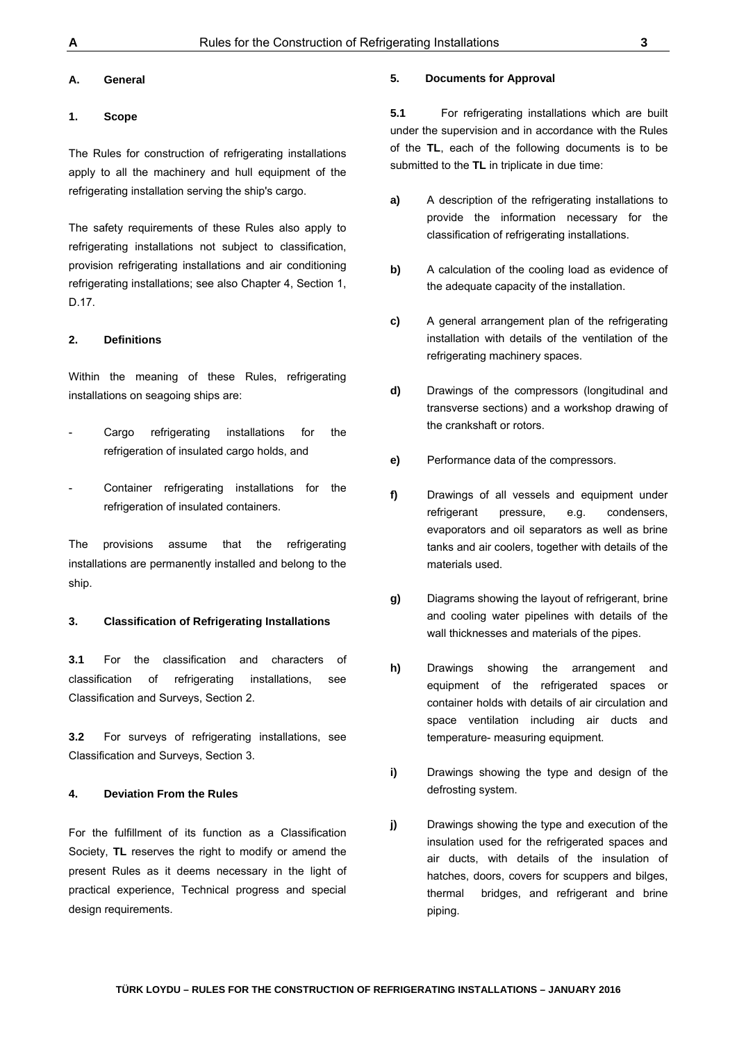## A. General

### 1. Scope

The Rules for construction of refrigerating installations apply to all the machinery and hull equipment of the refrigerating installation serving the ship's cargo.

The safety requirements of these Rules also apply to refrigerating installations not subject to classification, provision refrigerating installations and air conditioning refrigerating installations; see also Chapter 4, Section 1, D.17.

### 2. Definitions

Within the meaning of these Rules, refrigerating installations on seagoing ships are:

- Cargo refrigerating installations for the refrigeration of insulated cargo holds, and
- Container refrigerating installations for the refrigeration of insulated containers.

The provisions assume that the refrigerating installations are permanently installed and belong to the ship.

### 3. Classification of Refrigerating Installations

**3.1** For the classification and characters of classification of refrigerating installations, see Classification and Surveys, Section 2.

**3.2** For surveys of refrigerating installations, see Classification and Surveys, Section 3.

### 4. Deviation From the Rules

For the fulfillment of its function as a Classification Society, **TL** reserves the right to modify or amend the present Rules as it deems necessary in the light of practical experience, Technical progress and special design requirements.

### 5. Documents for Approval

**5.1** For refrigerating installations which are built under the supervision and in accordance with the Rules of the **TL**, each of the following documents is to be submitted to the **TL** in triplicate in due time:

**a)** A description of the refrigerating installations to provide the information necessary for the classification of refrigerating installations.

**b)** A calculation of the cooling load as evidence of the adequate capacity of the installation.

**c)** A general arrangement plan of the refrigerating installation with details of the ventilation of the refrigerating machinery spaces.

**d)** Drawings of the compressors (longitudinal and transverse sections) and a workshop drawing of the crankshaft or rotors.

**e)** Performance data of the compressors.

**f)** Drawings of all vessels and equipment under refrigerant pressure, e.g. condensers, evaporators and oil separators as well as brine tanks and air coolers, together with details of the materials used.

**g)** Diagrams showing the layout of refrigerant, brine and cooling water pipelines with details of the wall thicknesses and materials of the pipes.

**h)** Drawings showing the arrangement and equipment of the refrigerated spaces or container holds with details of air circulation and space ventilation including air ducts and temperature- measuring equipment.

**i)** Drawings showing the type and design of the defrosting system.

**j)** Drawings showing the type and execution of the insulation used for the refrigerated spaces and air ducts, with details of the insulation of hatches, doors, covers for scuppers and bilges, thermal bridges, and refrigerant and brine piping.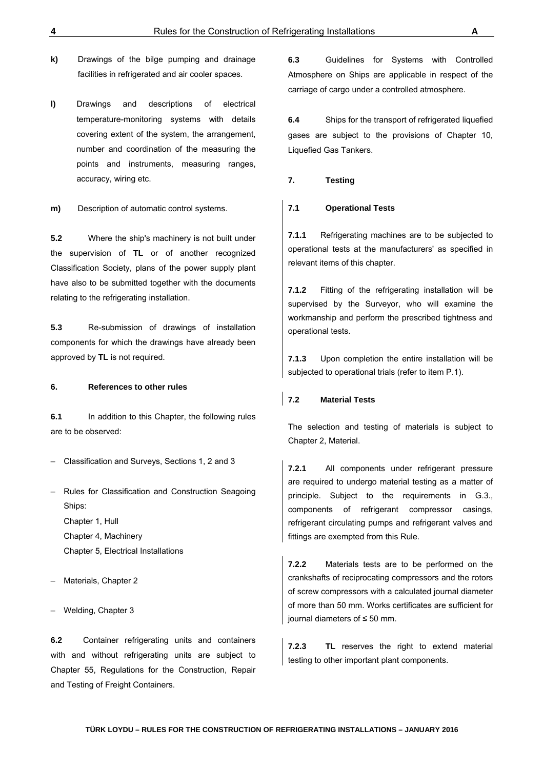**k)** Drawings of the bilge pumping and drainage facilities in refrigerated and air cooler spaces.

**l)** Drawings and descriptions of electrical temperature-monitoring systems with details covering extent of the system, the arrangement, number and coordination of the measuring the points and instruments, measuring ranges, accuracy, wiring etc.

**m)** Description of automatic control systems.

**5.2** Where the ship's machinery is not built under the supervision of **TL** or of another recognized Classification Society, plans of the power supply plant have also to be submitted together with the documents relating to the refrigerating installation.

**5.3** Re-submission of drawings of installation components for which the drawings have already been approved by **TL** is not required.

### 6. References to other rules

**6.1** In addition to this Chapter, the following rules are to be observed:

- Classification and Surveys, Sections 1, 2 and 3
- Rules for Classification and Construction Seagoing Ships:
  Chapter 1, Hull
  Chapter 4, Machinery
  Chapter 5, Electrical Installations
- Materials, Chapter 2
- Welding, Chapter 3

**6.2** Container refrigerating units and containers with and without refrigerating units are subject to Chapter 55, Regulations for the Construction, Repair and Testing of Freight Containers.

**6.3** Guidelines for Systems with Controlled Atmosphere on Ships are applicable in respect of the carriage of cargo under a controlled atmosphere.

**6.4** Ships for the transport of refrigerated liquefied gases are subject to the provisions of Chapter 10, Liquefied Gas Tankers.

### 7. Testing

#### 7.1 Operational Tests

**7.1.1** Refrigerating machines are to be subjected to operational tests at the manufacturers' as specified in relevant items of this chapter.

**7.1.2** Fitting of the refrigerating installation will be supervised by the Surveyor, who will examine the workmanship and perform the prescribed tightness and operational tests.

**7.1.3** Upon completion the entire installation will be subjected to operational trials (refer to item P.1).

#### 7.2 Material Tests

The selection and testing of materials is subject to Chapter 2, Material.

**7.2.1** All components under refrigerant pressure are required to undergo material testing as a matter of principle. Subject to the requirements in G.3., components of refrigerant compressor casings, refrigerant circulating pumps and refrigerant valves and fittings are exempted from this Rule.

**7.2.2** Materials tests are to be performed on the crankshafts of reciprocating compressors and the rotors of screw compressors with a calculated journal diameter of more than 50 mm. Works certificates are sufficient for journal diameters of ≤ 50 mm.

**7.2.3** **TL** reserves the right to extend material testing to other important plant components.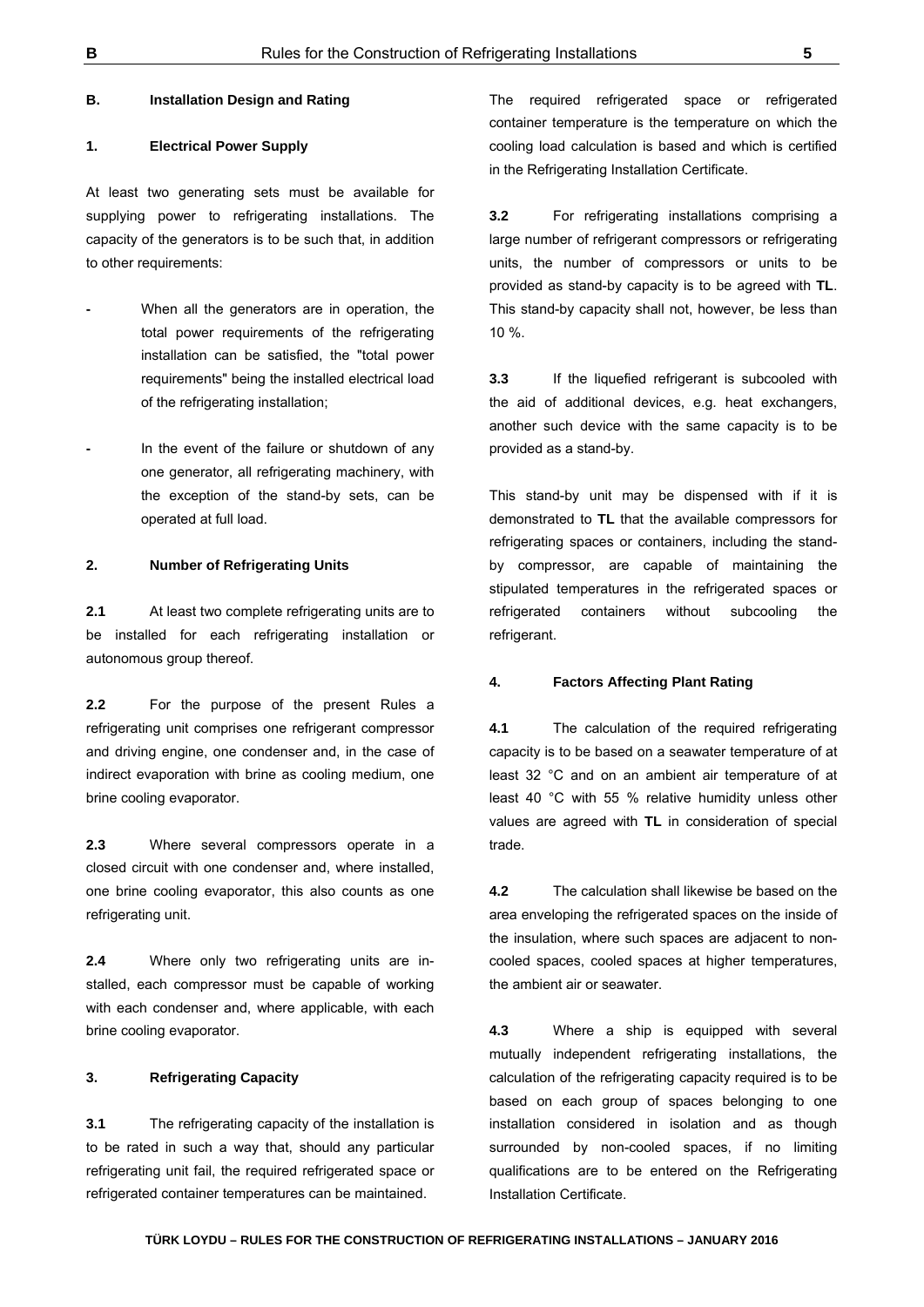## B. Installation Design and Rating

### 1. Electrical Power Supply

At least two generating sets must be available for supplying power to refrigerating installations. The capacity of the generators is to be such that, in addition to other requirements:

- When all the generators are in operation, the total power requirements of the refrigerating installation can be satisfied, the "total power requirements" being the installed electrical load of the refrigerating installation;

- In the event of the failure or shutdown of any one generator, all refrigerating machinery, with the exception of the stand-by sets, can be operated at full load.

### 2. Number of Refrigerating Units

**2.1** At least two complete refrigerating units are to be installed for each refrigerating installation or autonomous group thereof.

**2.2** For the purpose of the present Rules a refrigerating unit comprises one refrigerant compressor and driving engine, one condenser and, in the case of indirect evaporation with brine as cooling medium, one brine cooling evaporator.

**2.3** Where several compressors operate in a closed circuit with one condenser and, where installed, one brine cooling evaporator, this also counts as one refrigerating unit.

**2.4** Where only two refrigerating units are installed, each compressor must be capable of working with each condenser and, where applicable, with each brine cooling evaporator.

### 3. Refrigerating Capacity

**3.1** The refrigerating capacity of the installation is to be rated in such a way that, should any particular refrigerating unit fail, the required refrigerated space or refrigerated container temperatures can be maintained.

The required refrigerated space or refrigerated container temperature is the temperature on which the cooling load calculation is based and which is certified in the Refrigerating Installation Certificate.

**3.2** For refrigerating installations comprising a large number of refrigerant compressors or refrigerating units, the number of compressors or units to be provided as stand-by capacity is to be agreed with **TL**. This stand-by capacity shall not, however, be less than 10 %.

**3.3** If the liquefied refrigerant is subcooled with the aid of additional devices, e.g. heat exchangers, another such device with the same capacity is to be provided as a stand-by.

This stand-by unit may be dispensed with if it is demonstrated to **TL** that the available compressors for refrigerating spaces or containers, including the stand-by compressor, are capable of maintaining the stipulated temperatures in the refrigerated spaces or refrigerated containers without subcooling the refrigerant.

### 4. Factors Affecting Plant Rating

**4.1** The calculation of the required refrigerating capacity is to be based on a seawater temperature of at least 32 °C and on an ambient air temperature of at least 40 °C with 55 % relative humidity unless other values are agreed with **TL** in consideration of special trade.

**4.2** The calculation shall likewise be based on the area enveloping the refrigerated spaces on the inside of the insulation, where such spaces are adjacent to non-cooled spaces, cooled spaces at higher temperatures, the ambient air or seawater.

**4.3** Where a ship is equipped with several mutually independent refrigerating installations, the calculation of the refrigerating capacity required is to be based on each group of spaces belonging to one installation considered in isolation and as though surrounded by non-cooled spaces, if no limiting qualifications are to be entered on the Refrigerating Installation Certificate.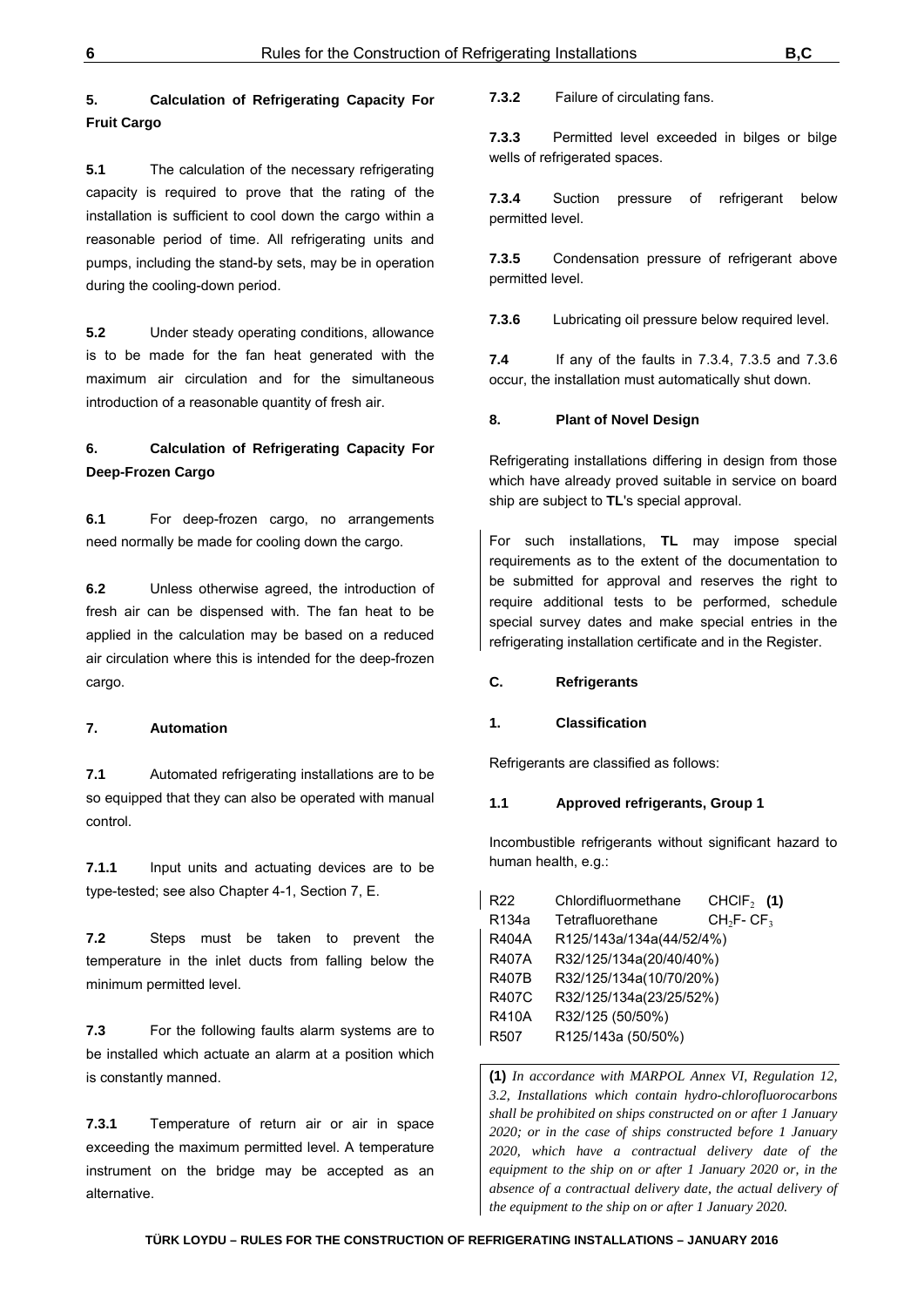## 5. Calculation of Refrigerating Capacity For Fruit Cargo

**5.1** The calculation of the necessary refrigerating capacity is required to prove that the rating of the installation is sufficient to cool down the cargo within a reasonable period of time. All refrigerating units and pumps, including the stand-by sets, may be in operation during the cooling-down period.

**5.2** Under steady operating conditions, allowance is to be made for the fan heat generated with the maximum air circulation and for the simultaneous introduction of a reasonable quantity of fresh air.

## 6. Calculation of Refrigerating Capacity For Deep-Frozen Cargo

**6.1** For deep-frozen cargo, no arrangements need normally be made for cooling down the cargo.

**6.2** Unless otherwise agreed, the introduction of fresh air can be dispensed with. The fan heat to be applied in the calculation may be based on a reduced air circulation where this is intended for the deep-frozen cargo.

## 7. Automation

**7.1** Automated refrigerating installations are to be so equipped that they can also be operated with manual control.

**7.1.1** Input units and actuating devices are to be type-tested; see also Chapter 4-1, Section 7, E.

**7.2** Steps must be taken to prevent the temperature in the inlet ducts from falling below the minimum permitted level.

**7.3** For the following faults alarm systems are to be installed which actuate an alarm at a position which is constantly manned.

**7.3.1** Temperature of return air or air in space exceeding the maximum permitted level. A temperature instrument on the bridge may be accepted as an alternative.

**7.3.2** Failure of circulating fans.

**7.3.3** Permitted level exceeded in bilges or bilge wells of refrigerated spaces.

**7.3.4** Suction pressure of refrigerant below permitted level.

**7.3.5** Condensation pressure of refrigerant above permitted level.

**7.3.6** Lubricating oil pressure below required level.

**7.4** If any of the faults in 7.3.4, 7.3.5 and 7.3.6 occur, the installation must automatically shut down.

## 8. Plant of Novel Design

Refrigerating installations differing in design from those which have already proved suitable in service on board ship are subject to **TL**'s special approval.

For such installations, **TL** may impose special requirements as to the extent of the documentation to be submitted for approval and reserves the right to require additional tests to be performed, schedule special survey dates and make special entries in the refrigerating installation certificate and in the Register.

# C. Refrigerants

## 1. Classification

Refrigerants are classified as follows:

### 1.1 Approved refrigerants, Group 1

Incombustible refrigerants without significant hazard to human health, e.g.:

| | | |
|---|---|---|
| R22 | Chlordifluormethane | $CHClF_2$ **(1)** |
| R134a | Tetrafluorethane | $CH_2F\text{-}CF_3$ |
| R404A | R125/143a/134a(44/52/4%) | |
| R407A | R32/125/134a(20/40/40%) | |
| R407B | R32/125/134a(10/70/20%) | |
| R407C | R32/125/134a(23/25/52%) | |
| R410A | R32/125 (50/50%) | |
| R507 | R125/143a (50/50%) | |

**(1)** *In accordance with MARPOL Annex VI, Regulation 12, 3.2, Installations which contain hydro-chlorofluorocarbons shall be prohibited on ships constructed on or after 1 January 2020; or in the case of ships constructed before 1 January 2020, which have a contractual delivery date of the equipment to the ship on or after 1 January 2020 or, in the absence of a contractual delivery date, the actual delivery of the equipment to the ship on or after 1 January 2020.*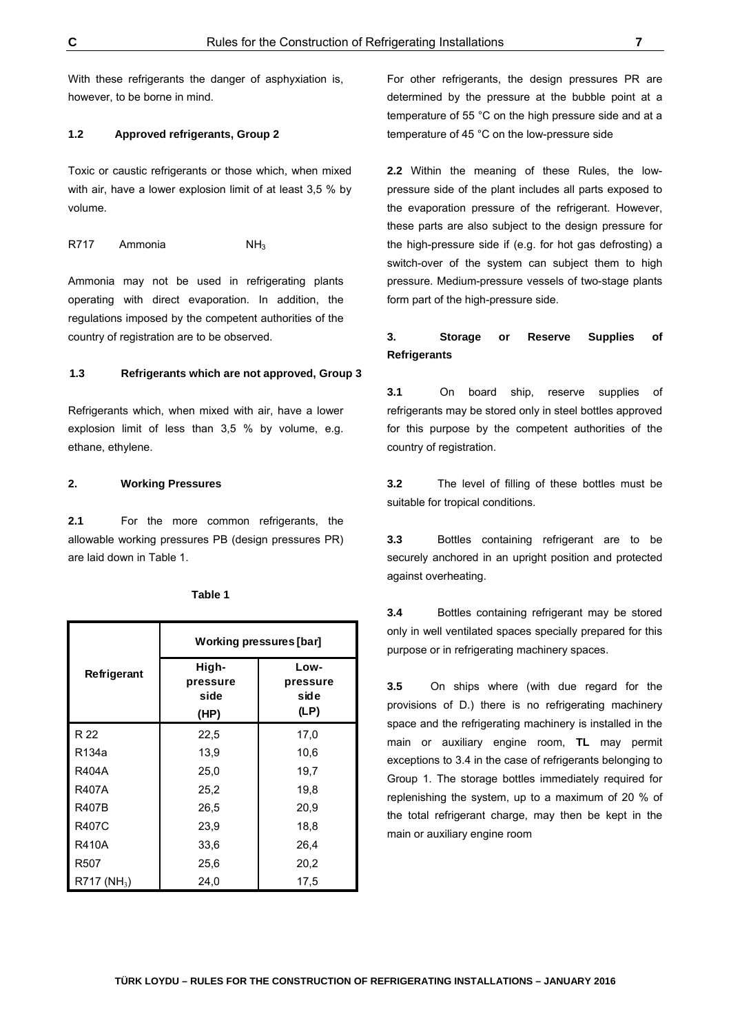With these refrigerants the danger of asphyxiation is, however, to be borne in mind.

#### 1.2 Approved refrigerants, Group 2

Toxic or caustic refrigerants or those which, when mixed with air, have a lower explosion limit of at least 3,5 % by volume.

R717 Ammonia $NH_3$

Ammonia may not be used in refrigerating plants operating with direct evaporation. In addition, the regulations imposed by the competent authorities of the country of registration are to be observed.

#### 1.3 Refrigerants which are not approved, Group 3

Refrigerants which, when mixed with air, have a lower explosion limit of less than 3,5 % by volume, e.g. ethane, ethylene.

### 2. Working Pressures

**2.1** For the more common refrigerants, the allowable working pressures PB (design pressures PR) are laid down in Table 1.

**Table 1**

| Refrigerant | Working pressures [bar] | |
|---|---|---|
| | High-pressure side (HP) | Low-pressure side (LP) |
| R 22 | 22,5 | 17,0 |
| R134a | 13,9 | 10,6 |
| R404A | 25,0 | 19,7 |
| R407A | 25,2 | 19,8 |
| R407B | 26,5 | 20,9 |
| R407C | 23,9 | 18,8 |
| R410A | 33,6 | 26,4 |
| R507 | 25,6 | 20,2 |
| R717 ($NH_3$) | 24,0 | 17,5 |

For other refrigerants, the design pressures PR are determined by the pressure at the bubble point at a temperature of 55 °C on the high pressure side and at a temperature of 45 °C on the low-pressure side

**2.2** Within the meaning of these Rules, the low-pressure side of the plant includes all parts exposed to the evaporation pressure of the refrigerant. However, these parts are also subject to the design pressure for the high-pressure side if (e.g. for hot gas defrosting) a switch-over of the system can subject them to high pressure. Medium-pressure vessels of two-stage plants form part of the high-pressure side.

### 3. Storage or Reserve Supplies of Refrigerants

**3.1** On board ship, reserve supplies of refrigerants may be stored only in steel bottles approved for this purpose by the competent authorities of the country of registration.

**3.2** The level of filling of these bottles must be suitable for tropical conditions.

**3.3** Bottles containing refrigerant are to be securely anchored in an upright position and protected against overheating.

**3.4** Bottles containing refrigerant may be stored only in well ventilated spaces specially prepared for this purpose or in refrigerating machinery spaces.

**3.5** On ships where (with due regard for the provisions of D.) there is no refrigerating machinery space and the refrigerating machinery is installed in the main or auxiliary engine room, **TL** may permit exceptions to 3.4 in the case of refrigerants belonging to Group 1. The storage bottles immediately required for replenishing the system, up to a maximum of 20 % of the total refrigerant charge, may then be kept in the main or auxiliary engine room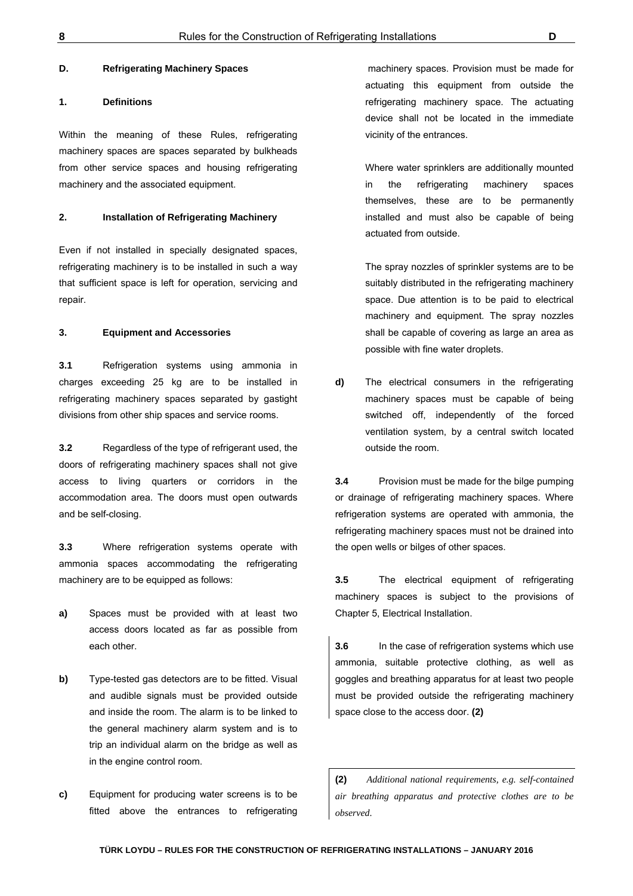## D. Refrigerating Machinery Spaces

### 1. Definitions

Within the meaning of these Rules, refrigerating machinery spaces are spaces separated by bulkheads from other service spaces and housing refrigerating machinery and the associated equipment.

### 2. Installation of Refrigerating Machinery

Even if not installed in specially designated spaces, refrigerating machinery is to be installed in such a way that sufficient space is left for operation, servicing and repair.

### 3. Equipment and Accessories

**3.1** Refrigeration systems using ammonia in charges exceeding 25 kg are to be installed in refrigerating machinery spaces separated by gastight divisions from other ship spaces and service rooms.

**3.2** Regardless of the type of refrigerant used, the doors of refrigerating machinery spaces shall not give access to living quarters or corridors in the accommodation area. The doors must open outwards and be self-closing.

**3.3** Where refrigeration systems operate with ammonia spaces accommodating the refrigerating machinery are to be equipped as follows:

**a)** Spaces must be provided with at least two access doors located as far as possible from each other.

**b)** Type-tested gas detectors are to be fitted. Visual and audible signals must be provided outside and inside the room. The alarm is to be linked to the general machinery alarm system and is to trip an individual alarm on the bridge as well as in the engine control room.

**c)** Equipment for producing water screens is to be fitted above the entrances to refrigerating machinery spaces. Provision must be made for actuating this equipment from outside the refrigerating machinery space. The actuating device shall not be located in the immediate vicinity of the entrances.

Where water sprinklers are additionally mounted in the refrigerating machinery spaces themselves, these are to be permanently installed and must also be capable of being actuated from outside.

The spray nozzles of sprinkler systems are to be suitably distributed in the refrigerating machinery space. Due attention is to be paid to electrical machinery and equipment. The spray nozzles shall be capable of covering as large an area as possible with fine water droplets.

**d)** The electrical consumers in the refrigerating machinery spaces must be capable of being switched off, independently of the forced ventilation system, by a central switch located outside the room.

**3.4** Provision must be made for the bilge pumping or drainage of refrigerating machinery spaces. Where refrigeration systems are operated with ammonia, the refrigerating machinery spaces must not be drained into the open wells or bilges of other spaces.

**3.5** The electrical equipment of refrigerating machinery spaces is subject to the provisions of Chapter 5, Electrical Installation.

**3.6** In the case of refrigeration systems which use ammonia, suitable protective clothing, as well as goggles and breathing apparatus for at least two people must be provided outside the refrigerating machinery space close to the access door. **(2)**

---

**(2)** *Additional national requirements, e.g. self-contained air breathing apparatus and protective clothes are to be observed.*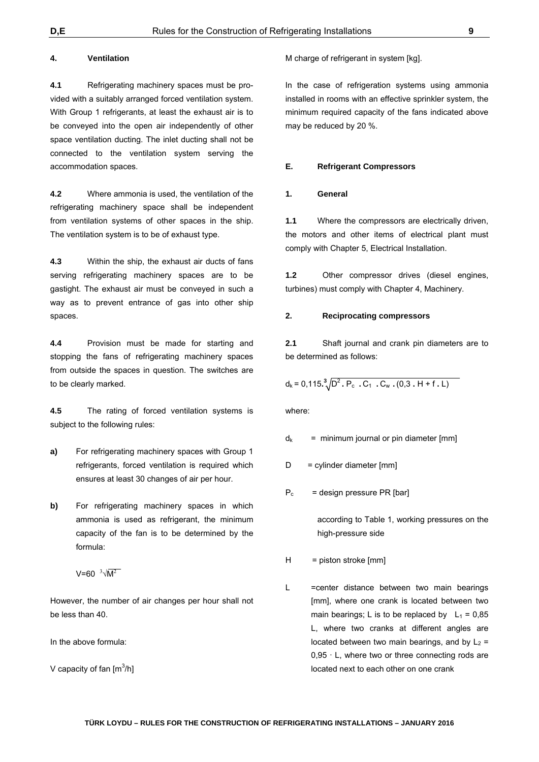### 4. Ventilation

**4.1** Refrigerating machinery spaces must be provided with a suitably arranged forced ventilation system. With Group 1 refrigerants, at least the exhaust air is to be conveyed into the open air independently of other space ventilation ducting. The inlet ducting shall not be connected to the ventilation system serving the accommodation spaces.

**4.2** Where ammonia is used, the ventilation of the refrigerating machinery space shall be independent from ventilation systems of other spaces in the ship. The ventilation system is to be of exhaust type.

**4.3** Within the ship, the exhaust air ducts of fans serving refrigerating machinery spaces are to be gastight. The exhaust air must be conveyed in such a way as to prevent entrance of gas into other ship spaces.

**4.4** Provision must be made for starting and stopping the fans of refrigerating machinery spaces from outside the spaces in question. The switches are to be clearly marked.

**4.5** The rating of forced ventilation systems is subject to the following rules:

**a)** For refrigerating machinery spaces with Group 1 refrigerants, forced ventilation is required which ensures at least 30 changes of air per hour.

**b)** For refrigerating machinery spaces in which ammonia is used as refrigerant, the minimum capacity of the fan is to be determined by the formula:

$$V = 60 \sqrt[3]{M^2}$$

However, the number of air changes per hour shall not be less than 40.

In the above formula:

V capacity of fan [$m^3/h$]

M charge of refrigerant in system [kg].

In the case of refrigeration systems using ammonia installed in rooms with an effective sprinkler system, the minimum required capacity of the fans indicated above may be reduced by 20 %.

## E. Refrigerant Compressors

### 1. General

**1.1** Where the compressors are electrically driven, the motors and other items of electrical plant must comply with Chapter 5, Electrical Installation.

**1.2** Other compressor drives (diesel engines, turbines) must comply with Chapter 4, Machinery.

### 2. Reciprocating compressors

**2.1** Shaft journal and crank pin diameters are to be determined as follows:

$$d_k = 0{,}115 \cdot \sqrt[3]{D^2 \cdot P_c \cdot C_1 \cdot C_w \cdot (0{,}3 \cdot H + f \cdot L)}$$

where:

$d_k$ = minimum journal or pin diameter [mm]

D = cylinder diameter [mm]

$P_c$ = design pressure PR [bar]

according to Table 1, working pressures on the high-pressure side

H = piston stroke [mm]

L = center distance between two main bearings [mm], where one crank is located between two main bearings; L is to be replaced by $L_1 = 0{,}85$ L, where two cranks at different angles are located between two main bearings, and by $L_2 = 0{,}95 \cdot L$, where two or three connecting rods are located next to each other on one crank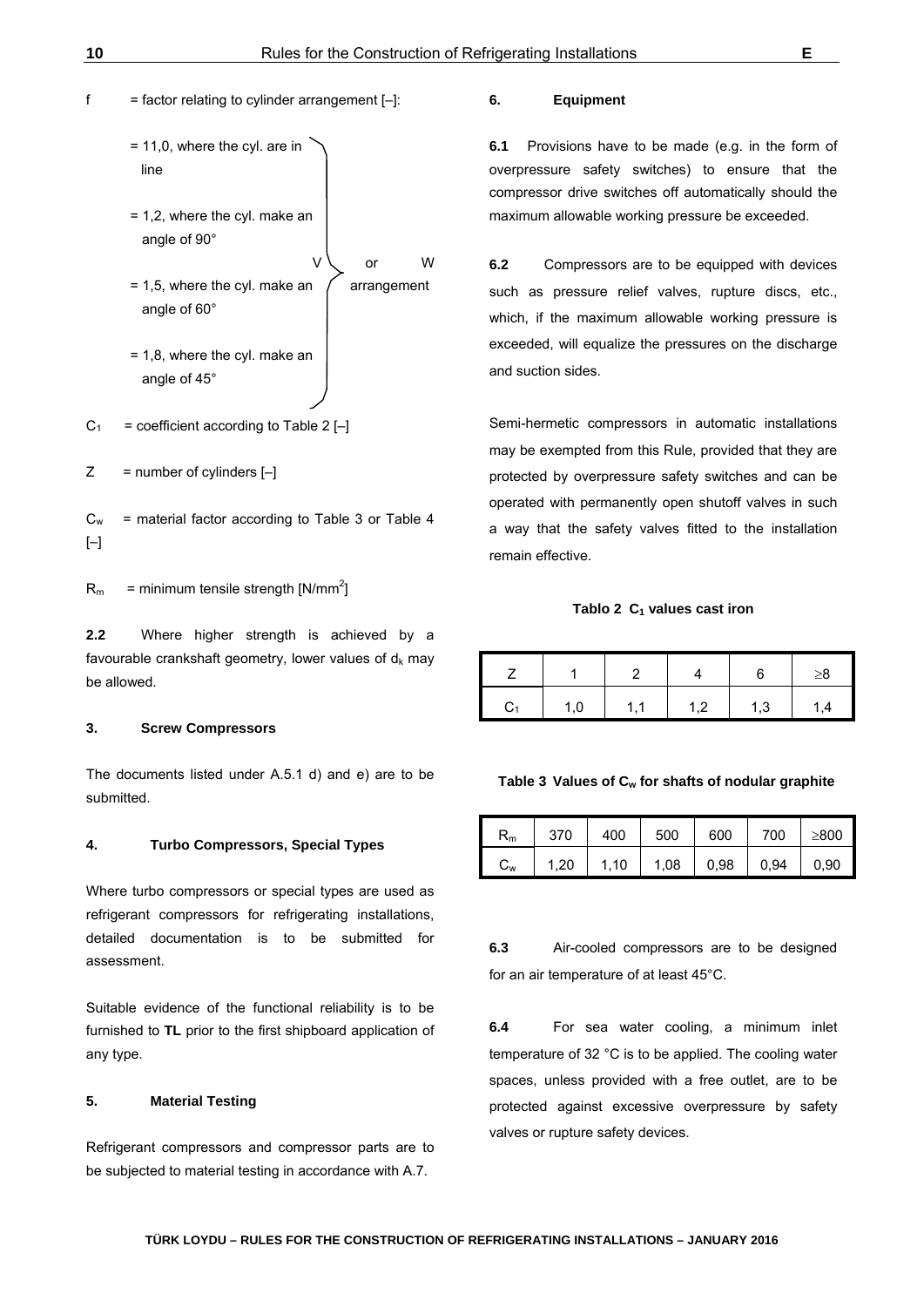f = factor relating to cylinder arrangement [–]:

- = 11,0, where the cyl. are in line
- = 1,2, where the cyl. make an angle of 90°
- = 1,5, where the cyl. make an angle of 60°
- = 1,8, where the cyl. make an angle of 45°

(V or W arrangement)

$C_1$ = coefficient according to Table 2 [–]

Z = number of cylinders [–]

$C_w$ = material factor according to Table 3 or Table 4 [–]

$R_m$ = minimum tensile strength [N/mm$^2$]

**2.2** Where higher strength is achieved by a favourable crankshaft geometry, lower values of $d_k$ may be allowed.

### 3. Screw Compressors

The documents listed under A.5.1 d) and e) are to be submitted.

### 4. Turbo Compressors, Special Types

Where turbo compressors or special types are used as refrigerant compressors for refrigerating installations, detailed documentation is to be submitted for assessment.

Suitable evidence of the functional reliability is to be furnished to **TL** prior to the first shipboard application of any type.

### 5. Material Testing

Refrigerant compressors and compressor parts are to be subjected to material testing in accordance with A.7.

### 6. Equipment

**6.1** Provisions have to be made (e.g. in the form of overpressure safety switches) to ensure that the compressor drive switches off automatically should the maximum allowable working pressure be exceeded.

**6.2** Compressors are to be equipped with devices such as pressure relief valves, rupture discs, etc., which, if the maximum allowable working pressure is exceeded, will equalize the pressures on the discharge and suction sides.

Semi-hermetic compressors in automatic installations may be exempted from this Rule, provided that they are protected by overpressure safety switches and can be operated with permanently open shutoff valves in such a way that the safety valves fitted to the installation remain effective.

**Tablo 2 $C_1$ values cast iron**

| Z | 1 | 2 | 4 | 6 | ≥8 |
|---|---|---|---|---|---|
| $C_1$ | 1,0 | 1,1 | 1,2 | 1,3 | 1,4 |

**Table 3 Values of $C_w$ for shafts of nodular graphite**

| $R_m$ | 370 | 400 | 500 | 600 | 700 | ≥800 |
|---|---|---|---|---|---|---|
| $C_w$ | 1,20 | 1,10 | 1,08 | 0,98 | 0,94 | 0,90 |

**6.3** Air-cooled compressors are to be designed for an air temperature of at least 45°C.

**6.4** For sea water cooling, a minimum inlet temperature of 32 °C is to be applied. The cooling water spaces, unless provided with a free outlet, are to be protected against excessive overpressure by safety valves or rupture safety devices.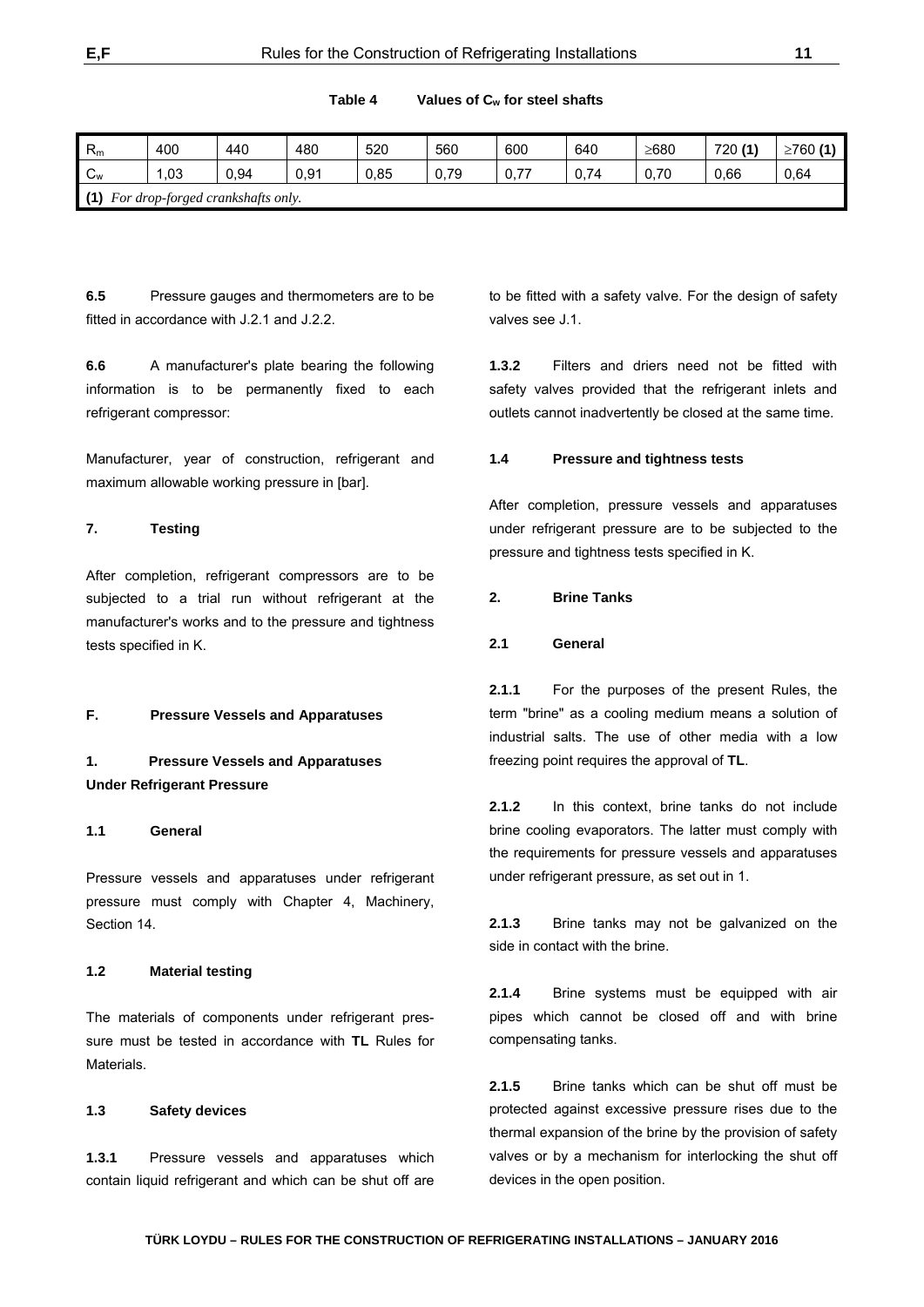**Table 4 Values of $C_w$ for steel shafts**

| $R_m$ | 400 | 440 | 480 | 520 | 560 | 600 | 640 | ≥680 | 720 **(1)** | ≥760 **(1)** |
|---|---|---|---|---|---|---|---|---|---|---|
| $C_w$ | 1,03 | 0,94 | 0,91 | 0,85 | 0,79 | 0,77 | 0,74 | 0,70 | 0,66 | 0,64 |
| **(1)** *For drop-forged crankshafts only.* | | | | | | | | | | |

**6.5** Pressure gauges and thermometers are to be fitted in accordance with J.2.1 and J.2.2.

**6.6** A manufacturer's plate bearing the following information is to be permanently fixed to each refrigerant compressor:

Manufacturer, year of construction, refrigerant and maximum allowable working pressure in [bar].

### 7. Testing

After completion, refrigerant compressors are to be subjected to a trial run without refrigerant at the manufacturer's works and to the pressure and tightness tests specified in K.

## F. Pressure Vessels and Apparatuses

### 1. Pressure Vessels and Apparatuses Under Refrigerant Pressure

#### 1.1 General

Pressure vessels and apparatuses under refrigerant pressure must comply with Chapter 4, Machinery, Section 14.

#### 1.2 Material testing

The materials of components under refrigerant pressure must be tested in accordance with **TL** Rules for Materials.

#### 1.3 Safety devices

**1.3.1** Pressure vessels and apparatuses which contain liquid refrigerant and which can be shut off are to be fitted with a safety valve. For the design of safety valves see J.1.

**1.3.2** Filters and driers need not be fitted with safety valves provided that the refrigerant inlets and outlets cannot inadvertently be closed at the same time.

#### 1.4 Pressure and tightness tests

After completion, pressure vessels and apparatuses under refrigerant pressure are to be subjected to the pressure and tightness tests specified in K.

### 2. Brine Tanks

#### 2.1 General

**2.1.1** For the purposes of the present Rules, the term "brine" as a cooling medium means a solution of industrial salts. The use of other media with a low freezing point requires the approval of **TL**.

**2.1.2** In this context, brine tanks do not include brine cooling evaporators. The latter must comply with the requirements for pressure vessels and apparatuses under refrigerant pressure, as set out in 1.

**2.1.3** Brine tanks may not be galvanized on the side in contact with the brine.

**2.1.4** Brine systems must be equipped with air pipes which cannot be closed off and with brine compensating tanks.

**2.1.5** Brine tanks which can be shut off must be protected against excessive pressure rises due to the thermal expansion of the brine by the provision of safety valves or by a mechanism for interlocking the shut off devices in the open position.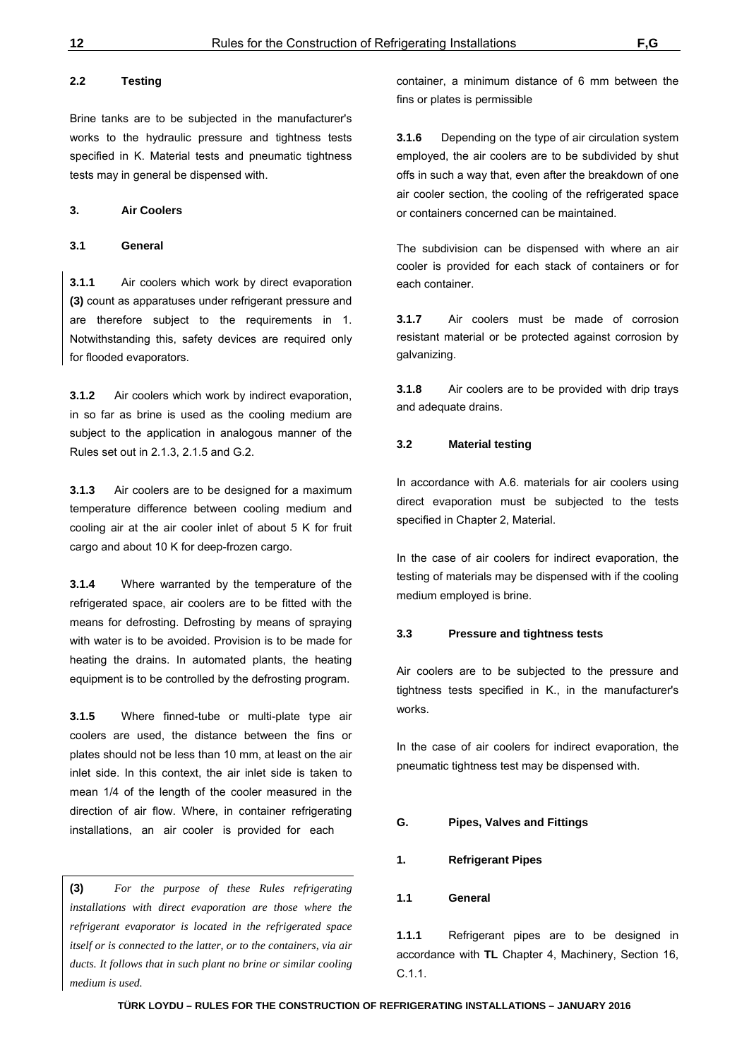### 2.2 Testing

Brine tanks are to be subjected in the manufacturer's works to the hydraulic pressure and tightness tests specified in K. Material tests and pneumatic tightness tests may in general be dispensed with.

## 3. Air Coolers

### 3.1 General

**3.1.1** Air coolers which work by direct evaporation **(3)** count as apparatuses under refrigerant pressure and are therefore subject to the requirements in 1. Notwithstanding this, safety devices are required only for flooded evaporators.

**3.1.2** Air coolers which work by indirect evaporation, in so far as brine is used as the cooling medium are subject to the application in analogous manner of the Rules set out in 2.1.3, 2.1.5 and G.2.

**3.1.3** Air coolers are to be designed for a maximum temperature difference between cooling medium and cooling air at the air cooler inlet of about 5 K for fruit cargo and about 10 K for deep-frozen cargo.

**3.1.4** Where warranted by the temperature of the refrigerated space, air coolers are to be fitted with the means for defrosting. Defrosting by means of spraying with water is to be avoided. Provision is to be made for heating the drains. In automated plants, the heating equipment is to be controlled by the defrosting program.

**3.1.5** Where finned-tube or multi-plate type air coolers are used, the distance between the fins or plates should not be less than 10 mm, at least on the air inlet side. In this context, the air inlet side is taken to mean 1/4 of the length of the cooler measured in the direction of air flow. Where, in container refrigerating installations, an air cooler is provided for each container, a minimum distance of 6 mm between the fins or plates is permissible

**3.1.6** Depending on the type of air circulation system employed, the air coolers are to be subdivided by shut offs in such a way that, even after the breakdown of one air cooler section, the cooling of the refrigerated space or containers concerned can be maintained.

The subdivision can be dispensed with where an air cooler is provided for each stack of containers or for each container.

**3.1.7** Air coolers must be made of corrosion resistant material or be protected against corrosion by galvanizing.

**3.1.8** Air coolers are to be provided with drip trays and adequate drains.

### 3.2 Material testing

In accordance with A.6. materials for air coolers using direct evaporation must be subjected to the tests specified in Chapter 2, Material.

In the case of air coolers for indirect evaporation, the testing of materials may be dispensed with if the cooling medium employed is brine.

### 3.3 Pressure and tightness tests

Air coolers are to be subjected to the pressure and tightness tests specified in K., in the manufacturer's works.

In the case of air coolers for indirect evaporation, the pneumatic tightness test may be dispensed with.

# G. Pipes, Valves and Fittings

## 1. Refrigerant Pipes

### 1.1 General

**1.1.1** Refrigerant pipes are to be designed in accordance with **TL** Chapter 4, Machinery, Section 16, C.1.1.

---

**(3)** *For the purpose of these Rules refrigerating installations with direct evaporation are those where the refrigerant evaporator is located in the refrigerated space itself or is connected to the latter, or to the containers, via air ducts. It follows that in such plant no brine or similar cooling medium is used.*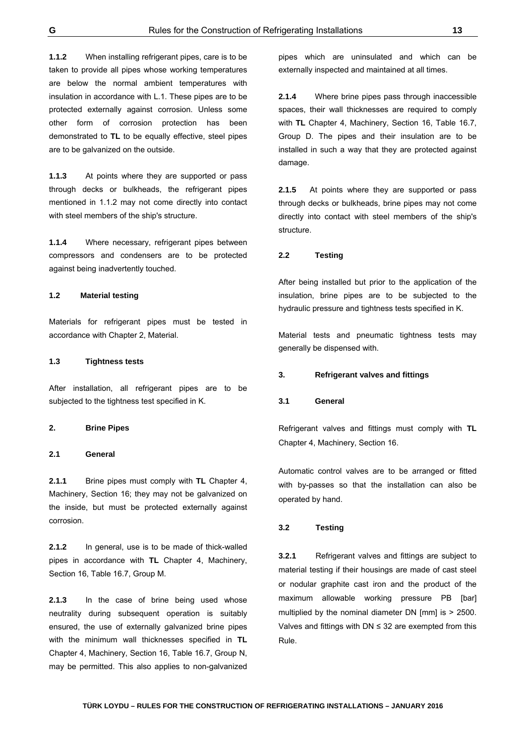**1.1.2** When installing refrigerant pipes, care is to be taken to provide all pipes whose working temperatures are below the normal ambient temperatures with insulation in accordance with L.1. These pipes are to be protected externally against corrosion. Unless some other form of corrosion protection has been demonstrated to **TL** to be equally effective, steel pipes are to be galvanized on the outside.

**1.1.3** At points where they are supported or pass through decks or bulkheads, the refrigerant pipes mentioned in 1.1.2 may not come directly into contact with steel members of the ship's structure.

**1.1.4** Where necessary, refrigerant pipes between compressors and condensers are to be protected against being inadvertently touched.

#### 1.2 Material testing

Materials for refrigerant pipes must be tested in accordance with Chapter 2, Material.

#### 1.3 Tightness tests

After installation, all refrigerant pipes are to be subjected to the tightness test specified in K.

### 2. Brine Pipes

#### 2.1 General

**2.1.1** Brine pipes must comply with **TL** Chapter 4, Machinery, Section 16; they may not be galvanized on the inside, but must be protected externally against corrosion.

**2.1.2** In general, use is to be made of thick-walled pipes in accordance with **TL** Chapter 4, Machinery, Section 16, Table 16.7, Group M.

**2.1.3** In the case of brine being used whose neutrality during subsequent operation is suitably ensured, the use of externally galvanized brine pipes with the minimum wall thicknesses specified in **TL** Chapter 4, Machinery, Section 16, Table 16.7, Group N, may be permitted. This also applies to non-galvanized pipes which are uninsulated and which can be externally inspected and maintained at all times.

**2.1.4** Where brine pipes pass through inaccessible spaces, their wall thicknesses are required to comply with **TL** Chapter 4, Machinery, Section 16, Table 16.7, Group D. The pipes and their insulation are to be installed in such a way that they are protected against damage.

**2.1.5** At points where they are supported or pass through decks or bulkheads, brine pipes may not come directly into contact with steel members of the ship's structure.

#### 2.2 Testing

After being installed but prior to the application of the insulation, brine pipes are to be subjected to the hydraulic pressure and tightness tests specified in K.

Material tests and pneumatic tightness tests may generally be dispensed with.

### 3. Refrigerant valves and fittings

#### 3.1 General

Refrigerant valves and fittings must comply with **TL** Chapter 4, Machinery, Section 16.

Automatic control valves are to be arranged or fitted with by-passes so that the installation can also be operated by hand.

#### 3.2 Testing

**3.2.1** Refrigerant valves and fittings are subject to material testing if their housings are made of cast steel or nodular graphite cast iron and the product of the maximum allowable working pressure PB [bar] multiplied by the nominal diameter DN [mm] is > 2500. Valves and fittings with DN ≤ 32 are exempted from this Rule.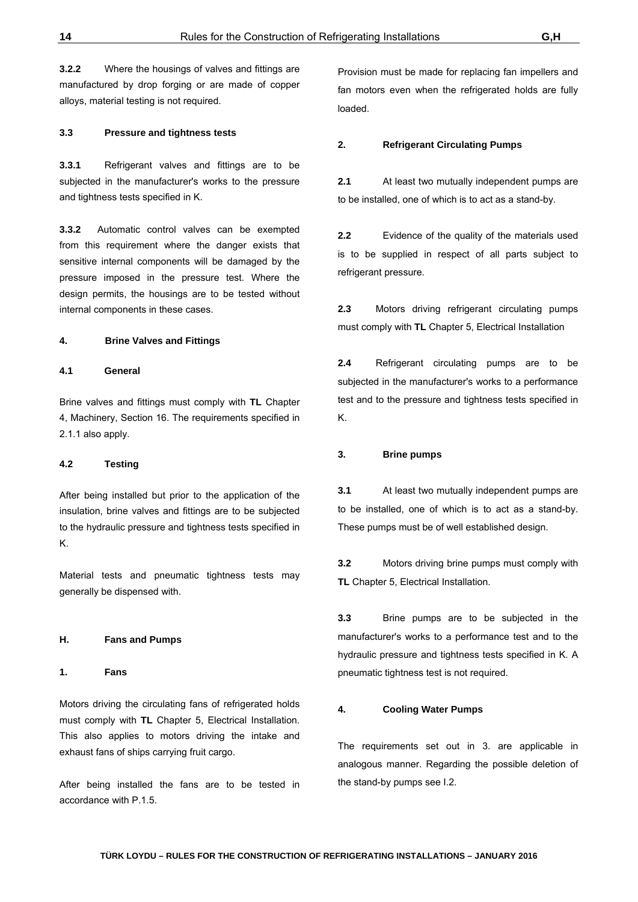**3.2.2** Where the housings of valves and fittings are manufactured by drop forging or are made of copper alloys, material testing is not required.

### 3.3 Pressure and tightness tests

**3.3.1** Refrigerant valves and fittings are to be subjected in the manufacturer's works to the pressure and tightness tests specified in K.

**3.3.2** Automatic control valves can be exempted from this requirement where the danger exists that sensitive internal components will be damaged by the pressure imposed in the pressure test. Where the design permits, the housings are to be tested without internal components in these cases.

### 4. Brine Valves and Fittings

### 4.1 General

Brine valves and fittings must comply with **TL** Chapter 4, Machinery, Section 16. The requirements specified in 2.1.1 also apply.

### 4.2 Testing

After being installed but prior to the application of the insulation, brine valves and fittings are to be subjected to the hydraulic pressure and tightness tests specified in K.

Material tests and pneumatic tightness tests may generally be dispensed with.

## H. Fans and Pumps

### 1. Fans

Motors driving the circulating fans of refrigerated holds must comply with **TL** Chapter 5, Electrical Installation. This also applies to motors driving the intake and exhaust fans of ships carrying fruit cargo.

After being installed the fans are to be tested in accordance with P.1.5.

Provision must be made for replacing fan impellers and fan motors even when the refrigerated holds are fully loaded.

### 2. Refrigerant Circulating Pumps

**2.1** At least two mutually independent pumps are to be installed, one of which is to act as a stand-by.

**2.2** Evidence of the quality of the materials used is to be supplied in respect of all parts subject to refrigerant pressure.

**2.3** Motors driving refrigerant circulating pumps must comply with **TL** Chapter 5, Electrical Installation

**2.4** Refrigerant circulating pumps are to be subjected in the manufacturer's works to a performance test and to the pressure and tightness tests specified in K.

### 3. Brine pumps

**3.1** At least two mutually independent pumps are to be installed, one of which is to act as a stand-by. These pumps must be of well established design.

**3.2** Motors driving brine pumps must comply with **TL** Chapter 5, Electrical Installation.

**3.3** Brine pumps are to be subjected in the manufacturer's works to a performance test and to the hydraulic pressure and tightness tests specified in K. A pneumatic tightness test is not required.

### 4. Cooling Water Pumps

The requirements set out in 3. are applicable in analogous manner. Regarding the possible deletion of the stand-by pumps see I.2.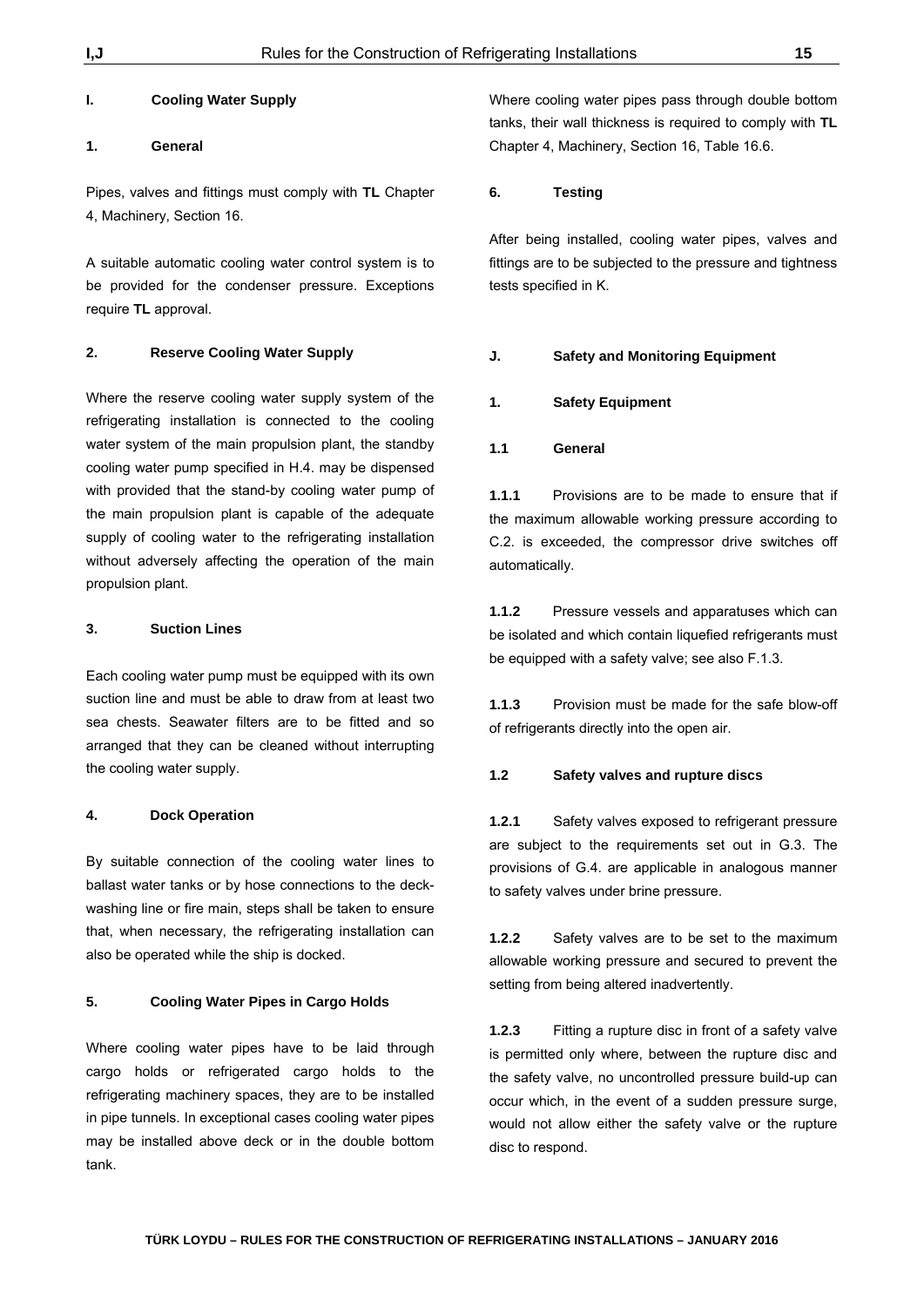## I. Cooling Water Supply

### 1. General

Pipes, valves and fittings must comply with **TL** Chapter 4, Machinery, Section 16.

A suitable automatic cooling water control system is to be provided for the condenser pressure. Exceptions require **TL** approval.

### 2. Reserve Cooling Water Supply

Where the reserve cooling water supply system of the refrigerating installation is connected to the cooling water system of the main propulsion plant, the standby cooling water pump specified in H.4. may be dispensed with provided that the stand-by cooling water pump of the main propulsion plant is capable of the adequate supply of cooling water to the refrigerating installation without adversely affecting the operation of the main propulsion plant.

### 3. Suction Lines

Each cooling water pump must be equipped with its own suction line and must be able to draw from at least two sea chests. Seawater filters are to be fitted and so arranged that they can be cleaned without interrupting the cooling water supply.

### 4. Dock Operation

By suitable connection of the cooling water lines to ballast water tanks or by hose connections to the deck-washing line or fire main, steps shall be taken to ensure that, when necessary, the refrigerating installation can also be operated while the ship is docked.

### 5. Cooling Water Pipes in Cargo Holds

Where cooling water pipes have to be laid through cargo holds or refrigerated cargo holds to the refrigerating machinery spaces, they are to be installed in pipe tunnels. In exceptional cases cooling water pipes may be installed above deck or in the double bottom tank.

Where cooling water pipes pass through double bottom tanks, their wall thickness is required to comply with **TL** Chapter 4, Machinery, Section 16, Table 16.6.

### 6. Testing

After being installed, cooling water pipes, valves and fittings are to be subjected to the pressure and tightness tests specified in K.

## J. Safety and Monitoring Equipment

### 1. Safety Equipment

#### 1.1 General

**1.1.1** Provisions are to be made to ensure that if the maximum allowable working pressure according to C.2. is exceeded, the compressor drive switches off automatically.

**1.1.2** Pressure vessels and apparatuses which can be isolated and which contain liquefied refrigerants must be equipped with a safety valve; see also F.1.3.

**1.1.3** Provision must be made for the safe blow-off of refrigerants directly into the open air.

#### 1.2 Safety valves and rupture discs

**1.2.1** Safety valves exposed to refrigerant pressure are subject to the requirements set out in G.3. The provisions of G.4. are applicable in analogous manner to safety valves under brine pressure.

**1.2.2** Safety valves are to be set to the maximum allowable working pressure and secured to prevent the setting from being altered inadvertently.

**1.2.3** Fitting a rupture disc in front of a safety valve is permitted only where, between the rupture disc and the safety valve, no uncontrolled pressure build-up can occur which, in the event of a sudden pressure surge, would not allow either the safety valve or the rupture disc to respond.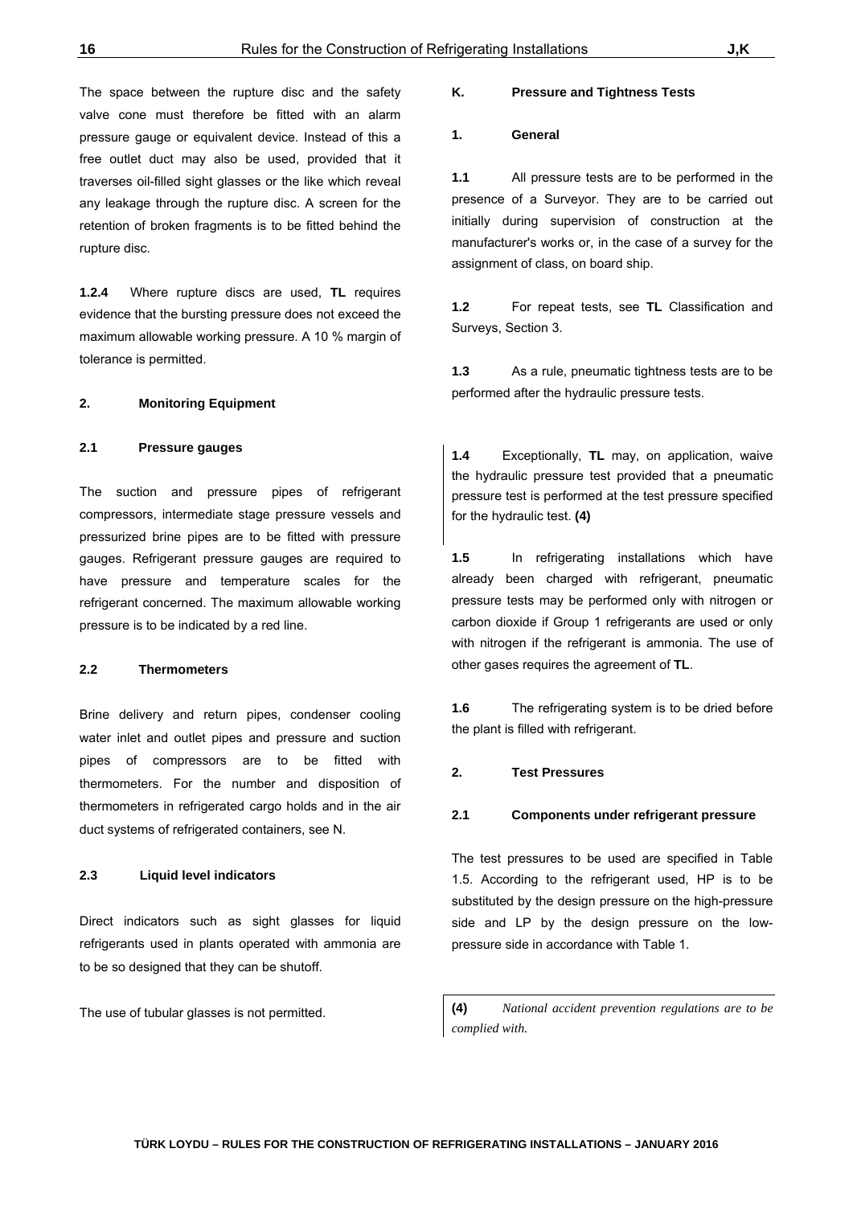The space between the rupture disc and the safety valve cone must therefore be fitted with an alarm pressure gauge or equivalent device. Instead of this a free outlet duct may also be used, provided that it traverses oil-filled sight glasses or the like which reveal any leakage through the rupture disc. A screen for the retention of broken fragments is to be fitted behind the rupture disc.

**1.2.4** Where rupture discs are used, **TL** requires evidence that the bursting pressure does not exceed the maximum allowable working pressure. A 10 % margin of tolerance is permitted.

### 2. Monitoring Equipment

#### 2.1 Pressure gauges

The suction and pressure pipes of refrigerant compressors, intermediate stage pressure vessels and pressurized brine pipes are to be fitted with pressure gauges. Refrigerant pressure gauges are required to have pressure and temperature scales for the refrigerant concerned. The maximum allowable working pressure is to be indicated by a red line.

#### 2.2 Thermometers

Brine delivery and return pipes, condenser cooling water inlet and outlet pipes and pressure and suction pipes of compressors are to be fitted with thermometers. For the number and disposition of thermometers in refrigerated cargo holds and in the air duct systems of refrigerated containers, see N.

#### 2.3 Liquid level indicators

Direct indicators such as sight glasses for liquid refrigerants used in plants operated with ammonia are to be so designed that they can be shutoff.

The use of tubular glasses is not permitted.

## K. Pressure and Tightness Tests

### 1. General

**1.1** All pressure tests are to be performed in the presence of a Surveyor. They are to be carried out initially during supervision of construction at the manufacturer's works or, in the case of a survey for the assignment of class, on board ship.

**1.2** For repeat tests, see **TL** Classification and Surveys, Section 3.

**1.3** As a rule, pneumatic tightness tests are to be performed after the hydraulic pressure tests.

**1.4** Exceptionally, **TL** may, on application, waive the hydraulic pressure test provided that a pneumatic pressure test is performed at the test pressure specified for the hydraulic test. **(4)**

**1.5** In refrigerating installations which have already been charged with refrigerant, pneumatic pressure tests may be performed only with nitrogen or carbon dioxide if Group 1 refrigerants are used or only with nitrogen if the refrigerant is ammonia. The use of other gases requires the agreement of **TL**.

**1.6** The refrigerating system is to be dried before the plant is filled with refrigerant.

### 2. Test Pressures

#### 2.1 Components under refrigerant pressure

The test pressures to be used are specified in Table 1.5. According to the refrigerant used, HP is to be substituted by the design pressure on the high-pressure side and LP by the design pressure on the low-pressure side in accordance with Table 1.

**(4)** *National accident prevention regulations are to be complied with.*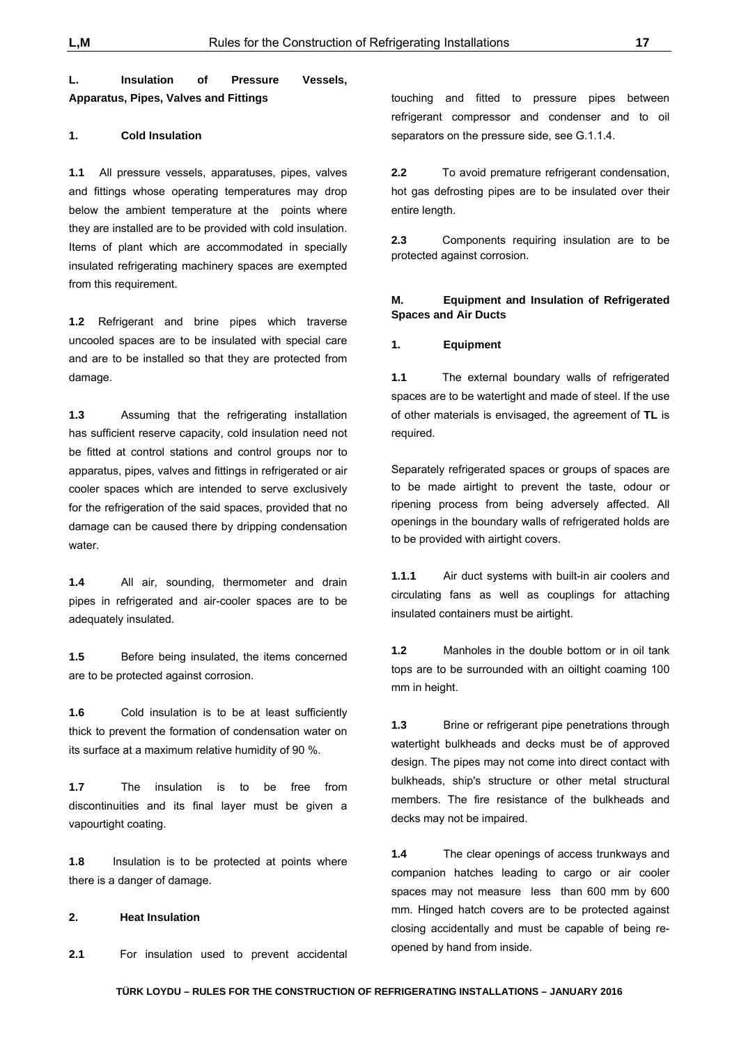## L. Insulation of Pressure Vessels, Apparatus, Pipes, Valves and Fittings

### 1. Cold Insulation

**1.1** All pressure vessels, apparatuses, pipes, valves and fittings whose operating temperatures may drop below the ambient temperature at the points where they are installed are to be provided with cold insulation. Items of plant which are accommodated in specially insulated refrigerating machinery spaces are exempted from this requirement.

**1.2** Refrigerant and brine pipes which traverse uncooled spaces are to be insulated with special care and are to be installed so that they are protected from damage.

**1.3** Assuming that the refrigerating installation has sufficient reserve capacity, cold insulation need not be fitted at control stations and control groups nor to apparatus, pipes, valves and fittings in refrigerated or air cooler spaces which are intended to serve exclusively for the refrigeration of the said spaces, provided that no damage can be caused there by dripping condensation water.

**1.4** All air, sounding, thermometer and drain pipes in refrigerated and air-cooler spaces are to be adequately insulated.

**1.5** Before being insulated, the items concerned are to be protected against corrosion.

**1.6** Cold insulation is to be at least sufficiently thick to prevent the formation of condensation water on its surface at a maximum relative humidity of 90 %.

**1.7** The insulation is to be free from discontinuities and its final layer must be given a vapourtight coating.

**1.8** Insulation is to be protected at points where there is a danger of damage.

### 2. Heat Insulation

**2.1** For insulation used to prevent accidental touching and fitted to pressure pipes between refrigerant compressor and condenser and to oil separators on the pressure side, see G.1.1.4.

**2.2** To avoid premature refrigerant condensation, hot gas defrosting pipes are to be insulated over their entire length.

**2.3** Components requiring insulation are to be protected against corrosion.

## M. Equipment and Insulation of Refrigerated Spaces and Air Ducts

### 1. Equipment

**1.1** The external boundary walls of refrigerated spaces are to be watertight and made of steel. If the use of other materials is envisaged, the agreement of **TL** is required.

Separately refrigerated spaces or groups of spaces are to be made airtight to prevent the taste, odour or ripening process from being adversely affected. All openings in the boundary walls of refrigerated holds are to be provided with airtight covers.

**1.1.1** Air duct systems with built-in air coolers and circulating fans as well as couplings for attaching insulated containers must be airtight.

**1.2** Manholes in the double bottom or in oil tank tops are to be surrounded with an oiltight coaming 100 mm in height.

**1.3** Brine or refrigerant pipe penetrations through watertight bulkheads and decks must be of approved design. The pipes may not come into direct contact with bulkheads, ship's structure or other metal structural members. The fire resistance of the bulkheads and decks may not be impaired.

**1.4** The clear openings of access trunkways and companion hatches leading to cargo or air cooler spaces may not measure less than 600 mm by 600 mm. Hinged hatch covers are to be protected against closing accidentally and must be capable of being re-opened by hand from inside.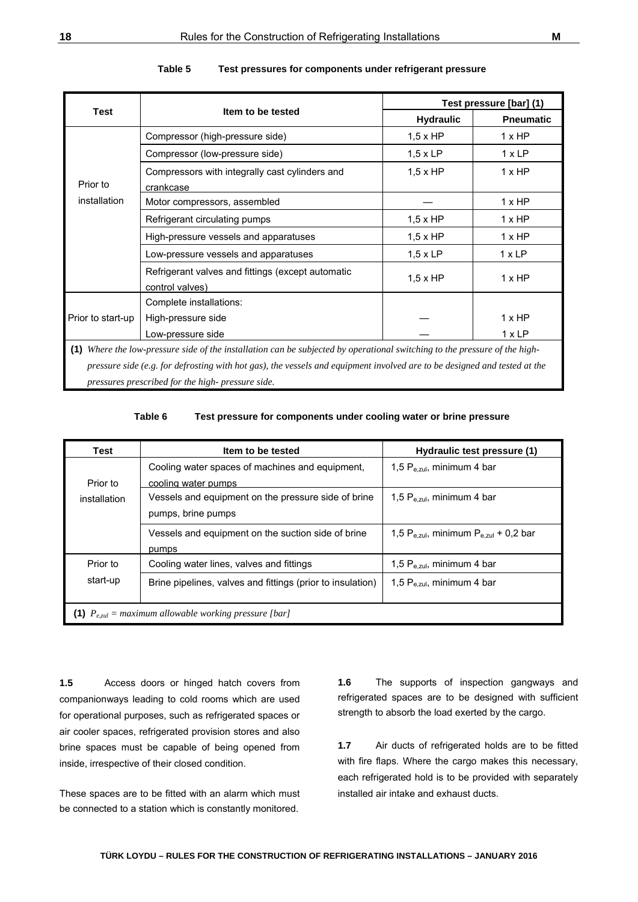**Table 5 Test pressures for components under refrigerant pressure**

| Test | Item to be tested | Test pressure [bar] (1) | |
|---|---|---|---|
| | | Hydraulic | Pneumatic |
| Prior to installation | Compressor (high-pressure side) | 1,5 x HP | 1 x HP |
| | Compressor (low-pressure side) | 1,5 x LP | 1 x LP |
| | Compressors with integrally cast cylinders and crankcase | 1,5 x HP | 1 x HP |
| | Motor compressors, assembled | — | 1 x HP |
| | Refrigerant circulating pumps | 1,5 x HP | 1 x HP |
| | High-pressure vessels and apparatuses | 1,5 x HP | 1 x HP |
| | Low-pressure vessels and apparatuses | 1,5 x LP | 1 x LP |
| | Refrigerant valves and fittings (except automatic control valves) | 1,5 x HP | 1 x HP |
| Prior to start-up | Complete installations: | | |
| | High-pressure side | — | 1 x HP |
| | Low-pressure side | — | 1 x LP |

**(1)** *Where the low-pressure side of the installation can be subjected by operational switching to the pressure of the high-pressure side (e.g. for defrosting with hot gas), the vessels and equipment involved are to be designed and tested at the pressures prescribed for the high- pressure side.*

**Table 6 Test pressure for components under cooling water or brine pressure**

| Test | Item to be tested | Hydraulic test pressure (1) |
|---|---|---|
| Prior to installation | Cooling water spaces of machines and equipment, cooling water pumps | 1,5 $P_{e,zul}$, minimum 4 bar |
| | Vessels and equipment on the pressure side of brine pumps, brine pumps | 1,5 $P_{e,zul}$, minimum 4 bar |
| | Vessels and equipment on the suction side of brine pumps | 1,5 $P_{e,zul}$, minimum $P_{e,zul}$ + 0,2 bar |
| Prior to start-up | Cooling water lines, valves and fittings | 1,5 $P_{e,zul}$, minimum 4 bar |
| | Brine pipelines, valves and fittings (prior to insulation) | 1,5 $P_{e,zul}$, minimum 4 bar |

**(1)** $P_{e,zul}$ *= maximum allowable working pressure [bar]*

**1.5** Access doors or hinged hatch covers from companionways leading to cold rooms which are used for operational purposes, such as refrigerated spaces or air cooler spaces, refrigerated provision stores and also brine spaces must be capable of being opened from inside, irrespective of their closed condition.

These spaces are to be fitted with an alarm which must be connected to a station which is constantly monitored.

**1.6** The supports of inspection gangways and refrigerated spaces are to be designed with sufficient strength to absorb the load exerted by the cargo.

**1.7** Air ducts of refrigerated holds are to be fitted with fire flaps. Where the cargo makes this necessary, each refrigerated hold is to be provided with separately installed air intake and exhaust ducts.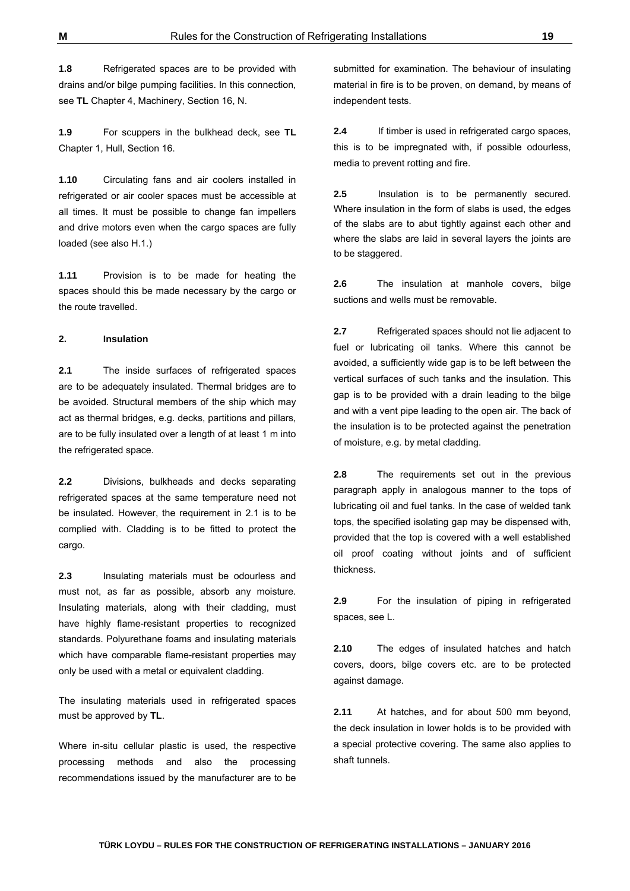**1.8** Refrigerated spaces are to be provided with drains and/or bilge pumping facilities. In this connection, see **TL** Chapter 4, Machinery, Section 16, N.

**1.9** For scuppers in the bulkhead deck, see **TL** Chapter 1, Hull, Section 16.

**1.10** Circulating fans and air coolers installed in refrigerated or air cooler spaces must be accessible at all times. It must be possible to change fan impellers and drive motors even when the cargo spaces are fully loaded (see also H.1.)

**1.11** Provision is to be made for heating the spaces should this be made necessary by the cargo or the route travelled.

## 2. Insulation

**2.1** The inside surfaces of refrigerated spaces are to be adequately insulated. Thermal bridges are to be avoided. Structural members of the ship which may act as thermal bridges, e.g. decks, partitions and pillars, are to be fully insulated over a length of at least 1 m into the refrigerated space.

**2.2** Divisions, bulkheads and decks separating refrigerated spaces at the same temperature need not be insulated. However, the requirement in 2.1 is to be complied with. Cladding is to be fitted to protect the cargo.

**2.3** Insulating materials must be odourless and must not, as far as possible, absorb any moisture. Insulating materials, along with their cladding, must have highly flame-resistant properties to recognized standards. Polyurethane foams and insulating materials which have comparable flame-resistant properties may only be used with a metal or equivalent cladding.

The insulating materials used in refrigerated spaces must be approved by **TL**.

Where in-situ cellular plastic is used, the respective processing methods and also the processing recommendations issued by the manufacturer are to be submitted for examination. The behaviour of insulating material in fire is to be proven, on demand, by means of independent tests.

**2.4** If timber is used in refrigerated cargo spaces, this is to be impregnated with, if possible odourless, media to prevent rotting and fire.

**2.5** Insulation is to be permanently secured. Where insulation in the form of slabs is used, the edges of the slabs are to abut tightly against each other and where the slabs are laid in several layers the joints are to be staggered.

**2.6** The insulation at manhole covers, bilge suctions and wells must be removable.

**2.7** Refrigerated spaces should not lie adjacent to fuel or lubricating oil tanks. Where this cannot be avoided, a sufficiently wide gap is to be left between the vertical surfaces of such tanks and the insulation. This gap is to be provided with a drain leading to the bilge and with a vent pipe leading to the open air. The back of the insulation is to be protected against the penetration of moisture, e.g. by metal cladding.

**2.8** The requirements set out in the previous paragraph apply in analogous manner to the tops of lubricating oil and fuel tanks. In the case of welded tank tops, the specified isolating gap may be dispensed with, provided that the top is covered with a well established oil proof coating without joints and of sufficient thickness.

**2.9** For the insulation of piping in refrigerated spaces, see L.

**2.10** The edges of insulated hatches and hatch covers, doors, bilge covers etc. are to be protected against damage.

**2.11** At hatches, and for about 500 mm beyond, the deck insulation in lower holds is to be provided with a special protective covering. The same also applies to shaft tunnels.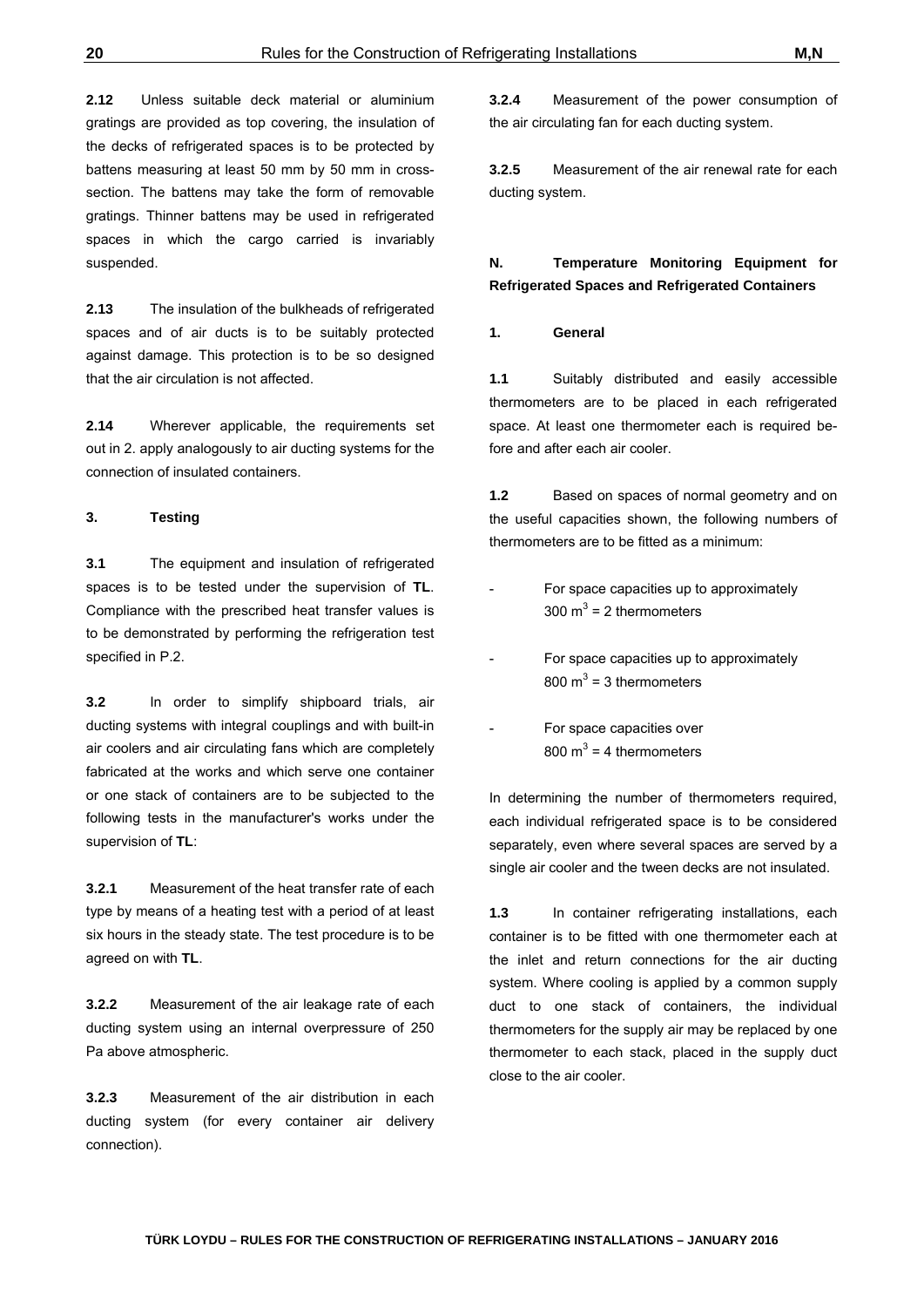**2.12** Unless suitable deck material or aluminium gratings are provided as top covering, the insulation of the decks of refrigerated spaces is to be protected by battens measuring at least 50 mm by 50 mm in cross-section. The battens may take the form of removable gratings. Thinner battens may be used in refrigerated spaces in which the cargo carried is invariably suspended.

**2.13** The insulation of the bulkheads of refrigerated spaces and of air ducts is to be suitably protected against damage. This protection is to be so designed that the air circulation is not affected.

**2.14** Wherever applicable, the requirements set out in 2. apply analogously to air ducting systems for the connection of insulated containers.

### 3. Testing

**3.1** The equipment and insulation of refrigerated spaces is to be tested under the supervision of **TL**. Compliance with the prescribed heat transfer values is to be demonstrated by performing the refrigeration test specified in P.2.

**3.2** In order to simplify shipboard trials, air ducting systems with integral couplings and with built-in air coolers and air circulating fans which are completely fabricated at the works and which serve one container or one stack of containers are to be subjected to the following tests in the manufacturer's works under the supervision of **TL**:

**3.2.1** Measurement of the heat transfer rate of each type by means of a heating test with a period of at least six hours in the steady state. The test procedure is to be agreed on with **TL**.

**3.2.2** Measurement of the air leakage rate of each ducting system using an internal overpressure of 250 Pa above atmospheric.

**3.2.3** Measurement of the air distribution in each ducting system (for every container air delivery connection).

**3.2.4** Measurement of the power consumption of the air circulating fan for each ducting system.

**3.2.5** Measurement of the air renewal rate for each ducting system.

## N. Temperature Monitoring Equipment for Refrigerated Spaces and Refrigerated Containers

### 1. General

**1.1** Suitably distributed and easily accessible thermometers are to be placed in each refrigerated space. At least one thermometer each is required before and after each air cooler.

**1.2** Based on spaces of normal geometry and on the useful capacities shown, the following numbers of thermometers are to be fitted as a minimum:

- For space capacities up to approximately 300 $m^3$ = 2 thermometers
- For space capacities up to approximately 800 $m^3$ = 3 thermometers
- For space capacities over 800 $m^3$ = 4 thermometers

In determining the number of thermometers required, each individual refrigerated space is to be considered separately, even where several spaces are served by a single air cooler and the tween decks are not insulated.

**1.3** In container refrigerating installations, each container is to be fitted with one thermometer each at the inlet and return connections for the air ducting system. Where cooling is applied by a common supply duct to one stack of containers, the individual thermometers for the supply air may be replaced by one thermometer to each stack, placed in the supply duct close to the air cooler.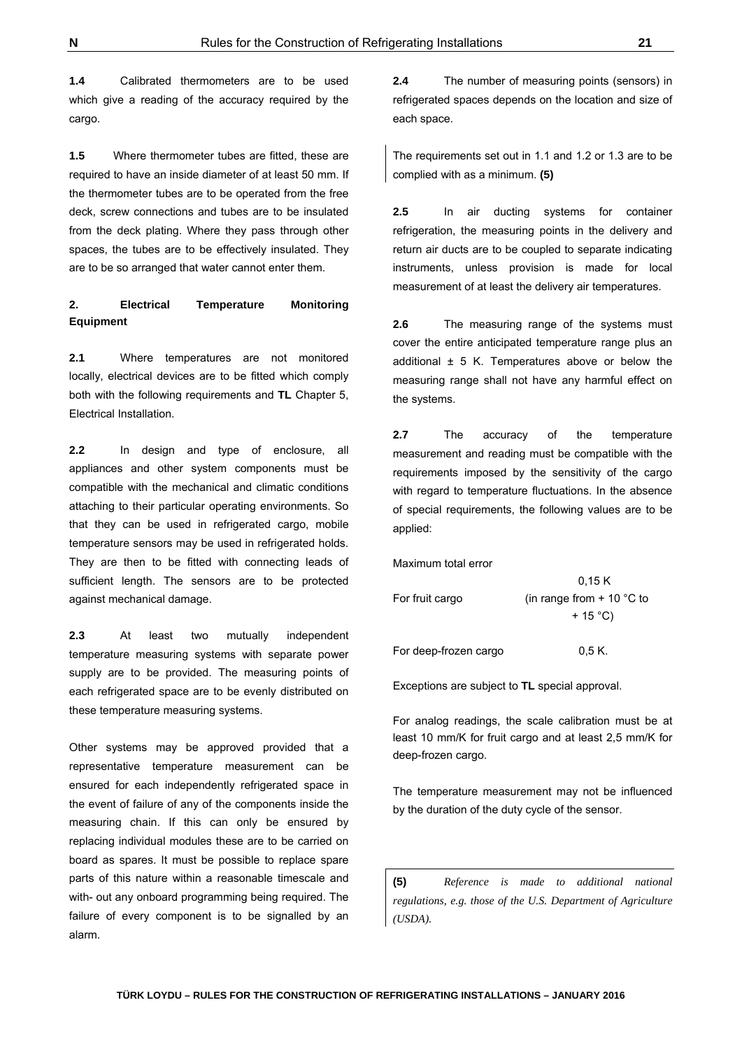**1.4** Calibrated thermometers are to be used which give a reading of the accuracy required by the cargo.

**1.5** Where thermometer tubes are fitted, these are required to have an inside diameter of at least 50 mm. If the thermometer tubes are to be operated from the free deck, screw connections and tubes are to be insulated from the deck plating. Where they pass through other spaces, the tubes are to be effectively insulated. They are to be so arranged that water cannot enter them.

## 2. Electrical Temperature Monitoring Equipment

**2.1** Where temperatures are not monitored locally, electrical devices are to be fitted which comply both with the following requirements and **TL** Chapter 5, Electrical Installation.

**2.2** In design and type of enclosure, all appliances and other system components must be compatible with the mechanical and climatic conditions attaching to their particular operating environments. So that they can be used in refrigerated cargo, mobile temperature sensors may be used in refrigerated holds. They are then to be fitted with connecting leads of sufficient length. The sensors are to be protected against mechanical damage.

**2.3** At least two mutually independent temperature measuring systems with separate power supply are to be provided. The measuring points of each refrigerated space are to be evenly distributed on these temperature measuring systems.

Other systems may be approved provided that a representative temperature measurement can be ensured for each independently refrigerated space in the event of failure of any of the components inside the measuring chain. If this can only be ensured by replacing individual modules these are to be carried on board as spares. It must be possible to replace spare parts of this nature within a reasonable timescale and with- out any onboard programming being required. The failure of every component is to be signalled by an alarm.

**2.4** The number of measuring points (sensors) in refrigerated spaces depends on the location and size of each space.

The requirements set out in 1.1 and 1.2 or 1.3 are to be complied with as a minimum. **(5)**

**2.5** In air ducting systems for container refrigeration, the measuring points in the delivery and return air ducts are to be coupled to separate indicating instruments, unless provision is made for local measurement of at least the delivery air temperatures.

**2.6** The measuring range of the systems must cover the entire anticipated temperature range plus an additional ± 5 K. Temperatures above or below the measuring range shall not have any harmful effect on the systems.

**2.7** The accuracy of the temperature measurement and reading must be compatible with the requirements imposed by the sensitivity of the cargo with regard to temperature fluctuations. In the absence of special requirements, the following values are to be applied:

Maximum total error

| | |
|---|---|
| For fruit cargo | 0,15 K (in range from + 10 °C to + 15 °C) |
| For deep-frozen cargo | 0,5 K. |

Exceptions are subject to **TL** special approval.

For analog readings, the scale calibration must be at least 10 mm/K for fruit cargo and at least 2,5 mm/K for deep-frozen cargo.

The temperature measurement may not be influenced by the duration of the duty cycle of the sensor.

---

**(5)** *Reference is made to additional national regulations, e.g. those of the U.S. Department of Agriculture (USDA).*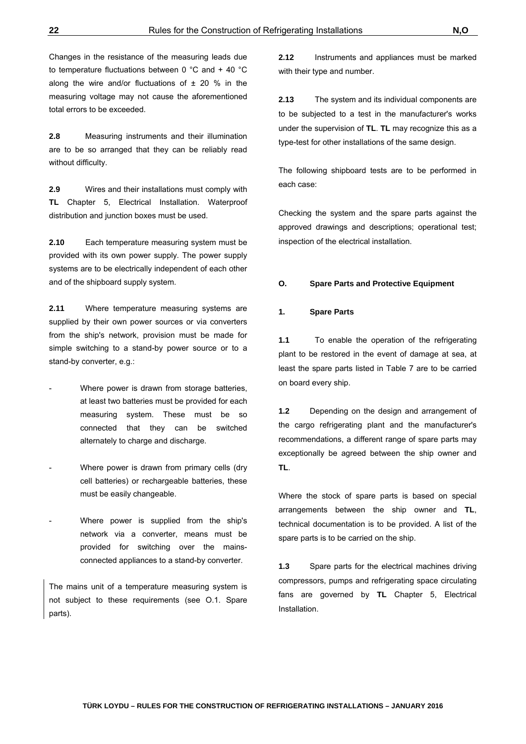Changes in the resistance of the measuring leads due to temperature fluctuations between 0 °C and + 40 °C along the wire and/or fluctuations of ± 20 % in the measuring voltage may not cause the aforementioned total errors to be exceeded.

**2.8** Measuring instruments and their illumination are to be so arranged that they can be reliably read without difficulty.

**2.9** Wires and their installations must comply with **TL** Chapter 5, Electrical Installation. Waterproof distribution and junction boxes must be used.

**2.10** Each temperature measuring system must be provided with its own power supply. The power supply systems are to be electrically independent of each other and of the shipboard supply system.

**2.11** Where temperature measuring systems are supplied by their own power sources or via converters from the ship's network, provision must be made for simple switching to a stand-by power source or to a stand-by converter, e.g.:

- Where power is drawn from storage batteries, at least two batteries must be provided for each measuring system. These must be so connected that they can be switched alternately to charge and discharge.

- Where power is drawn from primary cells (dry cell batteries) or rechargeable batteries, these must be easily changeable.

- Where power is supplied from the ship's network via a converter, means must be provided for switching over the mains-connected appliances to a stand-by converter.

The mains unit of a temperature measuring system is not subject to these requirements (see O.1. Spare parts).

**2.12** Instruments and appliances must be marked with their type and number.

**2.13** The system and its individual components are to be subjected to a test in the manufacturer's works under the supervision of **TL**. **TL** may recognize this as a type-test for other installations of the same design.

The following shipboard tests are to be performed in each case:

Checking the system and the spare parts against the approved drawings and descriptions; operational test; inspection of the electrical installation.

## O. Spare Parts and Protective Equipment

### 1. Spare Parts

**1.1** To enable the operation of the refrigerating plant to be restored in the event of damage at sea, at least the spare parts listed in Table 7 are to be carried on board every ship.

**1.2** Depending on the design and arrangement of the cargo refrigerating plant and the manufacturer's recommendations, a different range of spare parts may exceptionally be agreed between the ship owner and **TL**.

Where the stock of spare parts is based on special arrangements between the ship owner and **TL**, technical documentation is to be provided. A list of the spare parts is to be carried on the ship.

**1.3** Spare parts for the electrical machines driving compressors, pumps and refrigerating space circulating fans are governed by **TL** Chapter 5, Electrical Installation.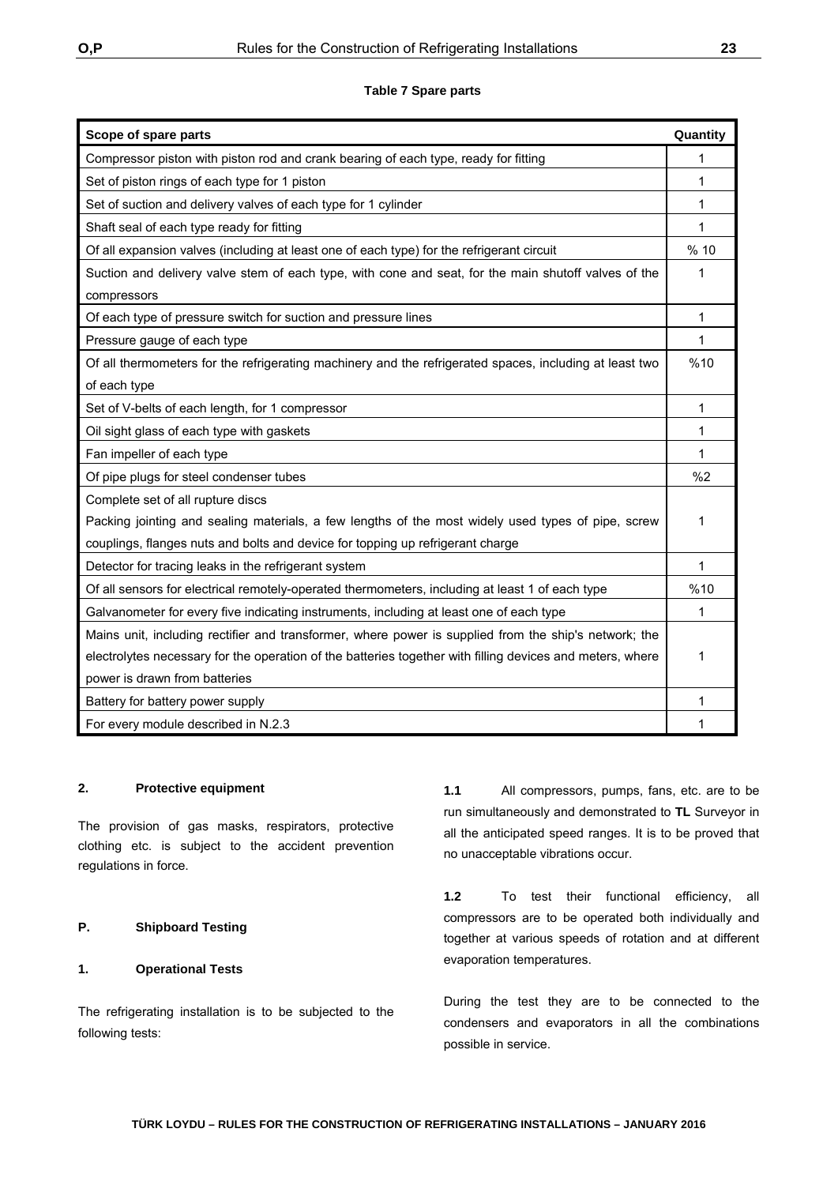**Table 7 Spare parts**

| Scope of spare parts | Quantity |
|---|---|
| Compressor piston with piston rod and crank bearing of each type, ready for fitting | 1 |
| Set of piston rings of each type for 1 piston | 1 |
| Set of suction and delivery valves of each type for 1 cylinder | 1 |
| Shaft seal of each type ready for fitting | 1 |
| Of all expansion valves (including at least one of each type) for the refrigerant circuit | % 10 |
| Suction and delivery valve stem of each type, with cone and seat, for the main shutoff valves of the compressors | 1 |
| Of each type of pressure switch for suction and pressure lines | 1 |
| Pressure gauge of each type | 1 |
| Of all thermometers for the refrigerating machinery and the refrigerated spaces, including at least two of each type | %10 |
| Set of V-belts of each length, for 1 compressor | 1 |
| Oil sight glass of each type with gaskets | 1 |
| Fan impeller of each type | 1 |
| Of pipe plugs for steel condenser tubes | %2 |
| Complete set of all rupture discs<br>Packing jointing and sealing materials, a few lengths of the most widely used types of pipe, screw couplings, flanges nuts and bolts and device for topping up refrigerant charge | 1 |
| Detector for tracing leaks in the refrigerant system | 1 |
| Of all sensors for electrical remotely-operated thermometers, including at least 1 of each type | %10 |
| Galvanometer for every five indicating instruments, including at least one of each type | 1 |
| Mains unit, including rectifier and transformer, where power is supplied from the ship's network; the electrolytes necessary for the operation of the batteries together with filling devices and meters, where power is drawn from batteries | 1 |
| Battery for battery power supply | 1 |
| For every module described in N.2.3 | 1 |

### 2. Protective equipment

The provision of gas masks, respirators, protective clothing etc. is subject to the accident prevention regulations in force.

## P. Shipboard Testing

### 1. Operational Tests

The refrigerating installation is to be subjected to the following tests:

**1.1** All compressors, pumps, fans, etc. are to be run simultaneously and demonstrated to **TL** Surveyor in all the anticipated speed ranges. It is to be proved that no unacceptable vibrations occur.

**1.2** To test their functional efficiency, all compressors are to be operated both individually and together at various speeds of rotation and at different evaporation temperatures.

During the test they are to be connected to the condensers and evaporators in all the combinations possible in service.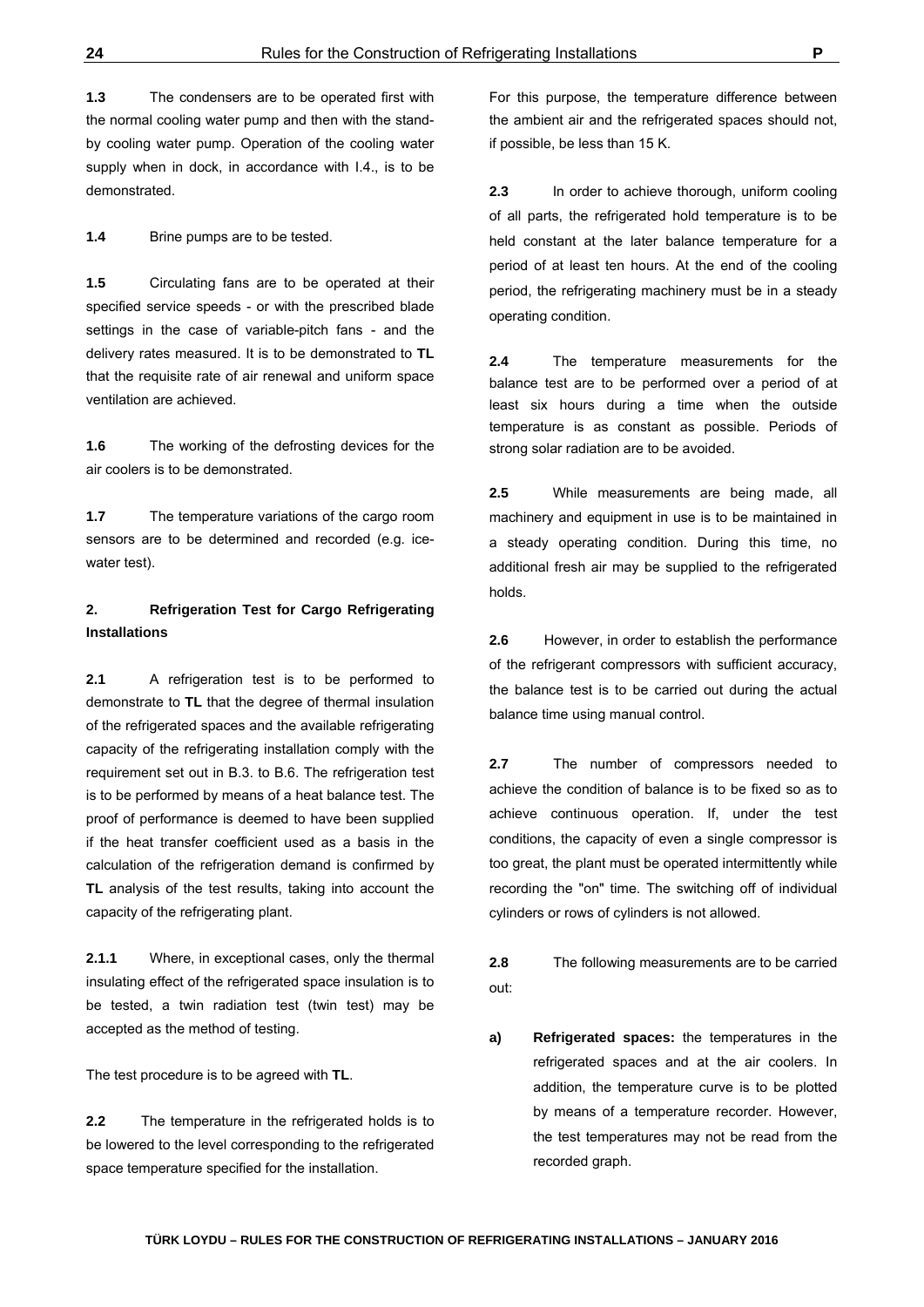**1.3** The condensers are to be operated first with the normal cooling water pump and then with the stand-by cooling water pump. Operation of the cooling water supply when in dock, in accordance with I.4., is to be demonstrated.

**1.4** Brine pumps are to be tested.

**1.5** Circulating fans are to be operated at their specified service speeds - or with the prescribed blade settings in the case of variable-pitch fans - and the delivery rates measured. It is to be demonstrated to **TL** that the requisite rate of air renewal and uniform space ventilation are achieved.

**1.6** The working of the defrosting devices for the air coolers is to be demonstrated.

**1.7** The temperature variations of the cargo room sensors are to be determined and recorded (e.g. ice-water test).

## 2. Refrigeration Test for Cargo Refrigerating Installations

**2.1** A refrigeration test is to be performed to demonstrate to **TL** that the degree of thermal insulation of the refrigerated spaces and the available refrigerating capacity of the refrigerating installation comply with the requirement set out in B.3. to B.6. The refrigeration test is to be performed by means of a heat balance test. The proof of performance is deemed to have been supplied if the heat transfer coefficient used as a basis in the calculation of the refrigeration demand is confirmed by **TL** analysis of the test results, taking into account the capacity of the refrigerating plant.

**2.1.1** Where, in exceptional cases, only the thermal insulating effect of the refrigerated space insulation is to be tested, a twin radiation test (twin test) may be accepted as the method of testing.

The test procedure is to be agreed with **TL**.

**2.2** The temperature in the refrigerated holds is to be lowered to the level corresponding to the refrigerated space temperature specified for the installation.

For this purpose, the temperature difference between the ambient air and the refrigerated spaces should not, if possible, be less than 15 K.

**2.3** In order to achieve thorough, uniform cooling of all parts, the refrigerated hold temperature is to be held constant at the later balance temperature for a period of at least ten hours. At the end of the cooling period, the refrigerating machinery must be in a steady operating condition.

**2.4** The temperature measurements for the balance test are to be performed over a period of at least six hours during a time when the outside temperature is as constant as possible. Periods of strong solar radiation are to be avoided.

**2.5** While measurements are being made, all machinery and equipment in use is to be maintained in a steady operating condition. During this time, no additional fresh air may be supplied to the refrigerated holds.

**2.6** However, in order to establish the performance of the refrigerant compressors with sufficient accuracy, the balance test is to be carried out during the actual balance time using manual control.

**2.7** The number of compressors needed to achieve the condition of balance is to be fixed so as to achieve continuous operation. If, under the test conditions, the capacity of even a single compressor is too great, the plant must be operated intermittently while recording the "on" time. The switching off of individual cylinders or rows of cylinders is not allowed.

**2.8** The following measurements are to be carried out:

**a)** **Refrigerated spaces:** the temperatures in the refrigerated spaces and at the air coolers. In addition, the temperature curve is to be plotted by means of a temperature recorder. However, the test temperatures may not be read from the recorded graph.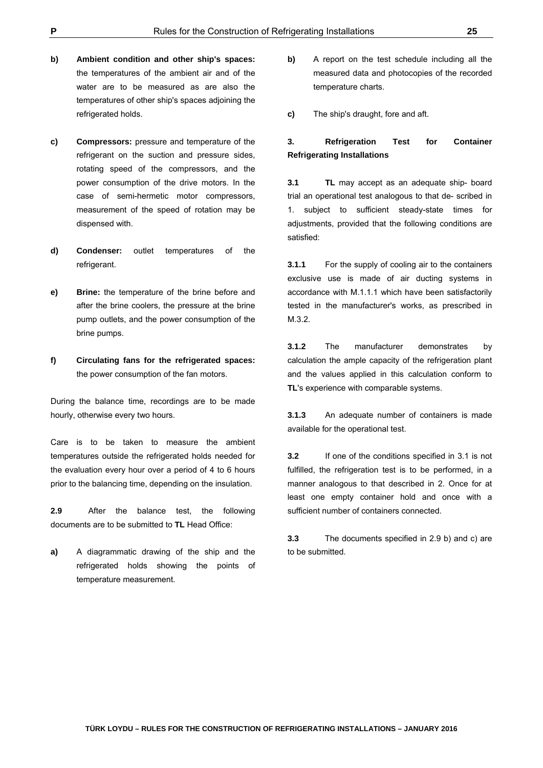**b) Ambient condition and other ship's spaces:** the temperatures of the ambient air and of the water are to be measured as are also the temperatures of other ship's spaces adjoining the refrigerated holds.

**c) Compressors:** pressure and temperature of the refrigerant on the suction and pressure sides, rotating speed of the compressors, and the power consumption of the drive motors. In the case of semi-hermetic motor compressors, measurement of the speed of rotation may be dispensed with.

**d) Condenser:** outlet temperatures of the refrigerant.

**e) Brine:** the temperature of the brine before and after the brine coolers, the pressure at the brine pump outlets, and the power consumption of the brine pumps.

**f) Circulating fans for the refrigerated spaces:** the power consumption of the fan motors.

During the balance time, recordings are to be made hourly, otherwise every two hours.

Care is to be taken to measure the ambient temperatures outside the refrigerated holds needed for the evaluation every hour over a period of 4 to 6 hours prior to the balancing time, depending on the insulation.

**2.9** After the balance test, the following documents are to be submitted to **TL** Head Office:

**a)** A diagrammatic drawing of the ship and the refrigerated holds showing the points of temperature measurement.

**b)** A report on the test schedule including all the measured data and photocopies of the recorded temperature charts.

**c)** The ship's draught, fore and aft.

### 3. Refrigeration Test for Container Refrigerating Installations

**3.1** **TL** may accept as an adequate ship- board trial an operational test analogous to that de- scribed in 1. subject to sufficient steady-state times for adjustments, provided that the following conditions are satisfied:

**3.1.1** For the supply of cooling air to the containers exclusive use is made of air ducting systems in accordance with M.1.1.1 which have been satisfactorily tested in the manufacturer's works, as prescribed in M.3.2.

**3.1.2** The manufacturer demonstrates by calculation the ample capacity of the refrigeration plant and the values applied in this calculation conform to **TL**'s experience with comparable systems.

**3.1.3** An adequate number of containers is made available for the operational test.

**3.2** If one of the conditions specified in 3.1 is not fulfilled, the refrigeration test is to be performed, in a manner analogous to that described in 2. Once for at least one empty container hold and once with a sufficient number of containers connected.

**3.3** The documents specified in 2.9 b) and c) are to be submitted.